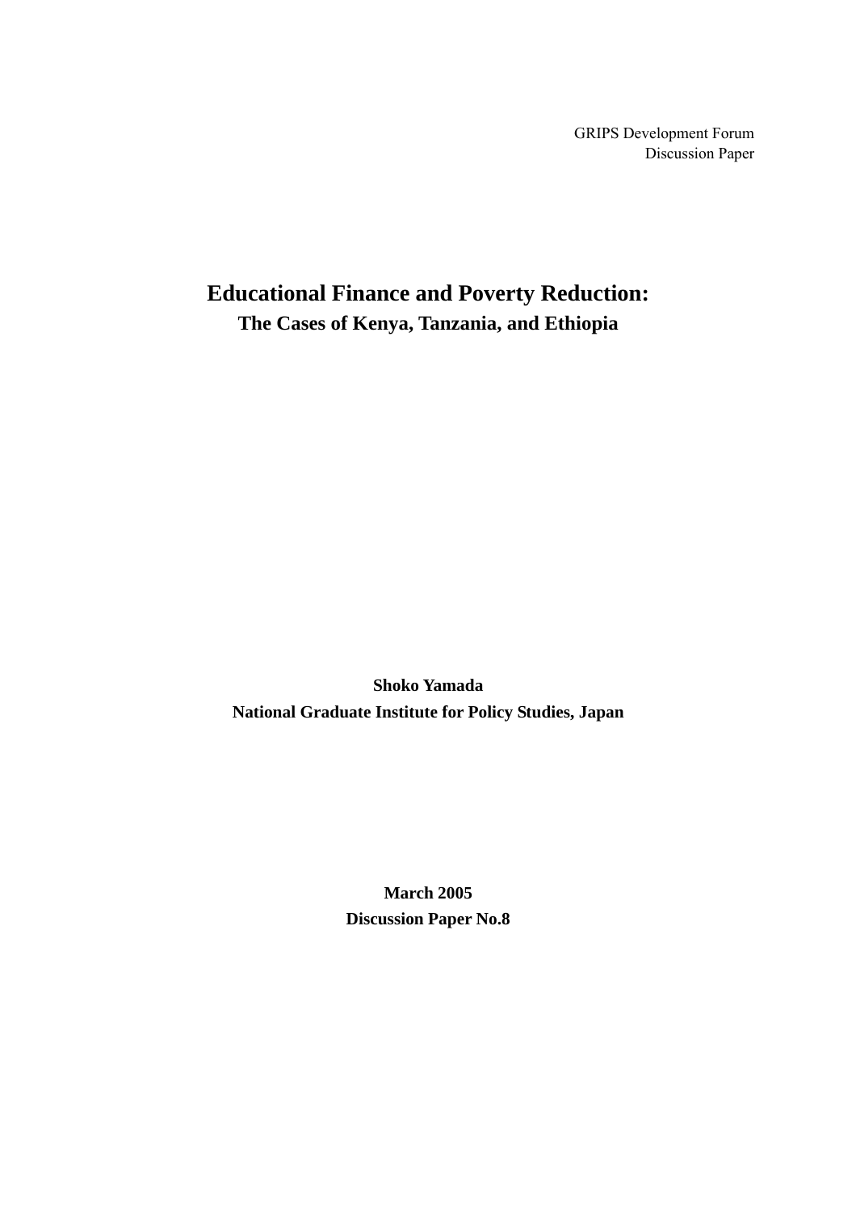GRIPS Development Forum
Discussion Paper

# Educational Finance and Poverty Reduction:

## The Cases of Kenya, Tanzania, and Ethiopia

**Shoko Yamada**

**National Graduate Institute for Policy Studies, Japan**

**March 2005**

**Discussion Paper No.8**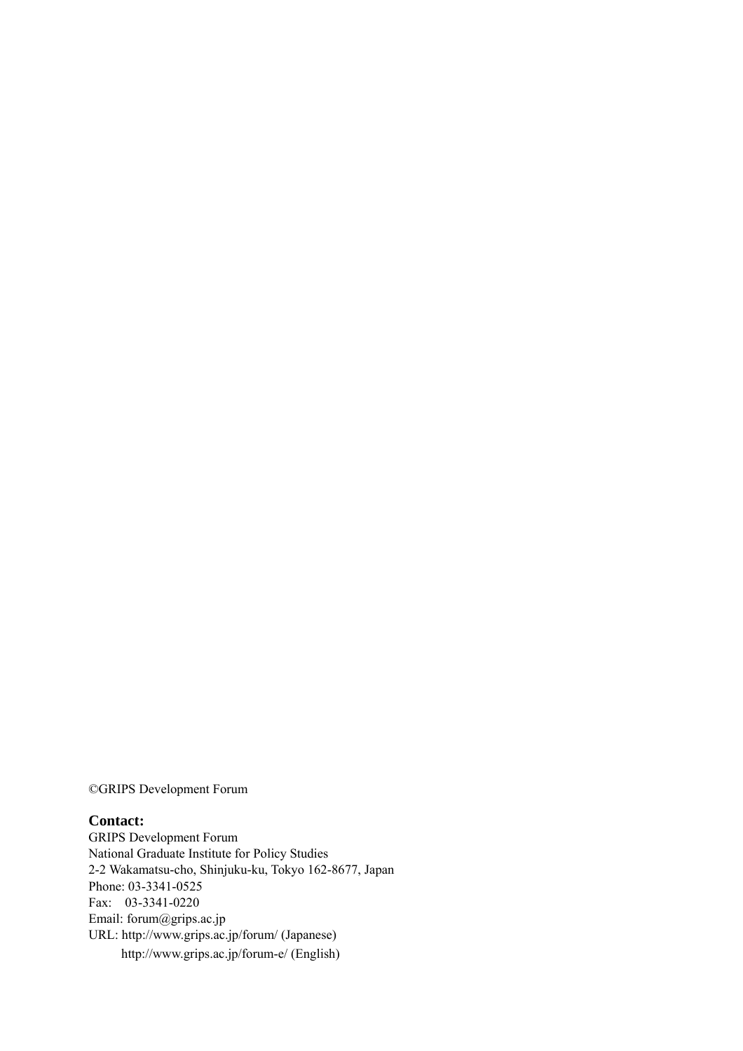©GRIPS Development Forum

**Contact:**

GRIPS Development Forum
National Graduate Institute for Policy Studies
2-2 Wakamatsu-cho, Shinjuku-ku, Tokyo 162-8677, Japan
Phone: 03-3341-0525
Fax: 03-3341-0220
Email: forum@grips.ac.jp
URL: http://www.grips.ac.jp/forum/ (Japanese)
http://www.grips.ac.jp/forum-e/ (English)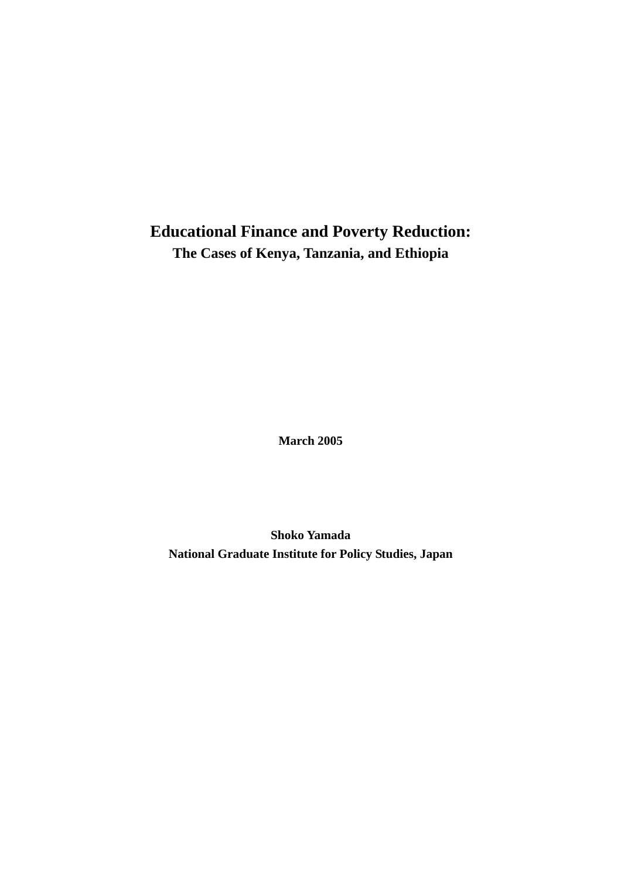# Educational Finance and Poverty Reduction:

## The Cases of Kenya, Tanzania, and Ethiopia

**March 2005**

**Shoko Yamada**

**National Graduate Institute for Policy Studies, Japan**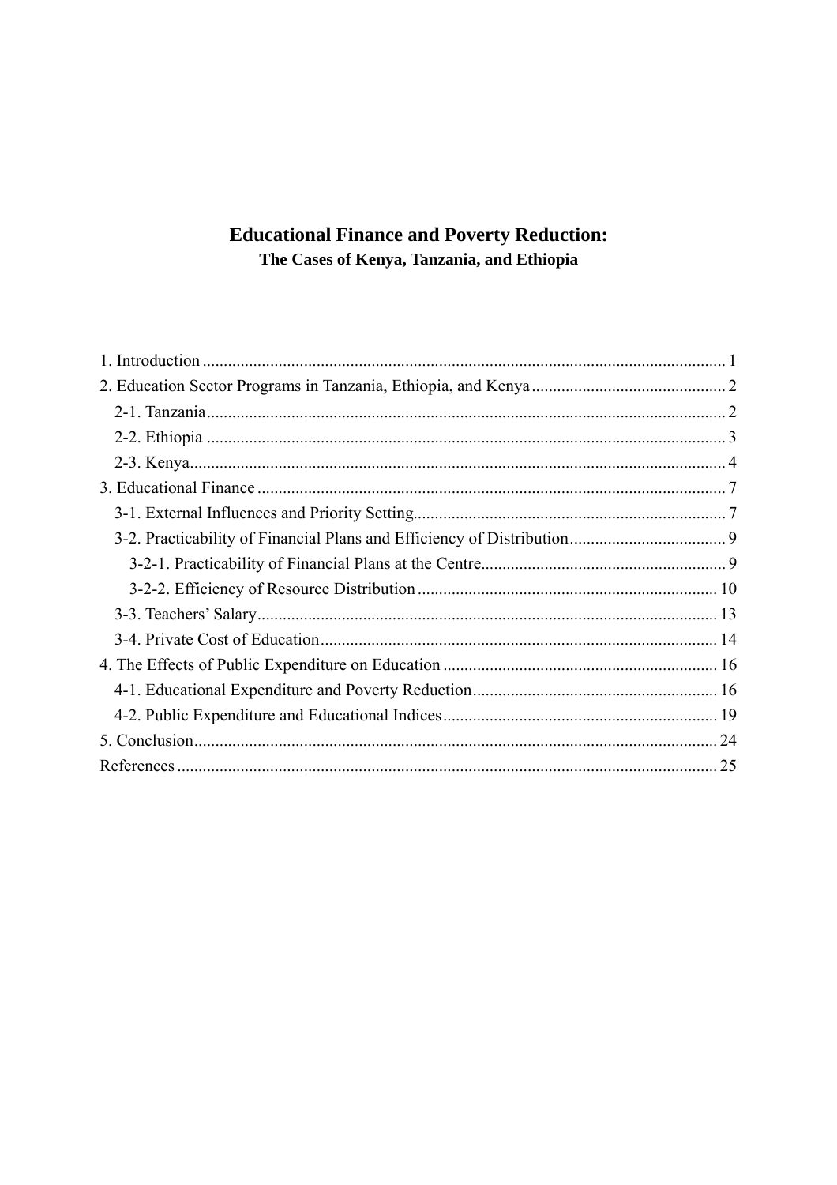# Educational Finance and Poverty Reduction:
## The Cases of Kenya, Tanzania, and Ethiopia

1. Introduction .......... 1
2. Education Sector Programs in Tanzania, Ethiopia, and Kenya .......... 2
   - 2-1. Tanzania .......... 2
   - 2-2. Ethiopia .......... 3
   - 2-3. Kenya .......... 4
3. Educational Finance .......... 7
   - 3-1. External Influences and Priority Setting .......... 7
   - 3-2. Practicability of Financial Plans and Efficiency of Distribution .......... 9
     - 3-2-1. Practicability of Financial Plans at the Centre .......... 9
     - 3-2-2. Efficiency of Resource Distribution .......... 10
   - 3-3. Teachers' Salary .......... 13
   - 3-4. Private Cost of Education .......... 14
4. The Effects of Public Expenditure on Education .......... 16
   - 4-1. Educational Expenditure and Poverty Reduction .......... 16
   - 4-2. Public Expenditure and Educational Indices .......... 19
5. Conclusion .......... 24

References .......... 25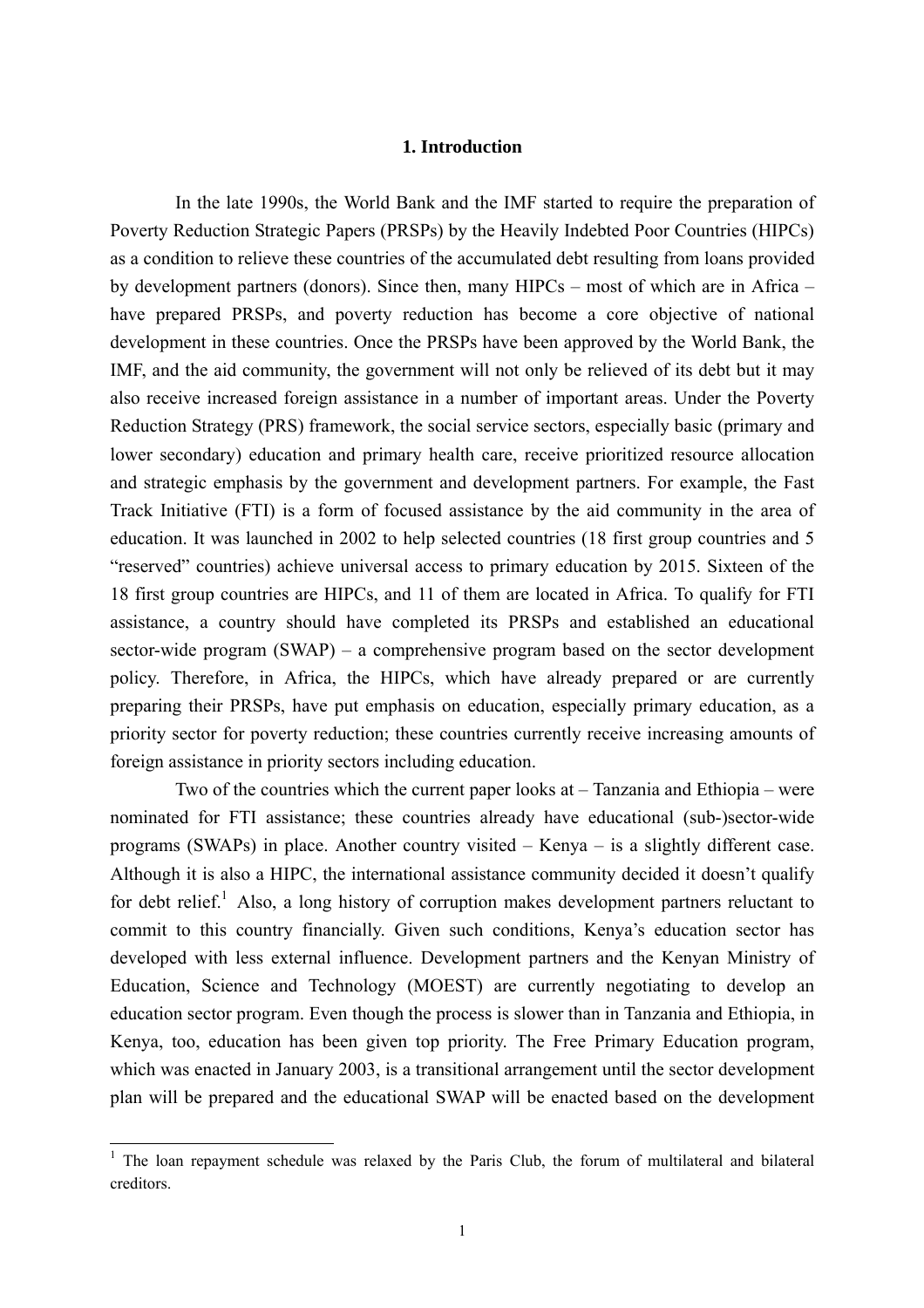# 1. Introduction

In the late 1990s, the World Bank and the IMF started to require the preparation of Poverty Reduction Strategic Papers (PRSPs) by the Heavily Indebted Poor Countries (HIPCs) as a condition to relieve these countries of the accumulated debt resulting from loans provided by development partners (donors). Since then, many HIPCs – most of which are in Africa – have prepared PRSPs, and poverty reduction has become a core objective of national development in these countries. Once the PRSPs have been approved by the World Bank, the IMF, and the aid community, the government will not only be relieved of its debt but it may also receive increased foreign assistance in a number of important areas. Under the Poverty Reduction Strategy (PRS) framework, the social service sectors, especially basic (primary and lower secondary) education and primary health care, receive prioritized resource allocation and strategic emphasis by the government and development partners. For example, the Fast Track Initiative (FTI) is a form of focused assistance by the aid community in the area of education. It was launched in 2002 to help selected countries (18 first group countries and 5 "reserved" countries) achieve universal access to primary education by 2015. Sixteen of the 18 first group countries are HIPCs, and 11 of them are located in Africa. To qualify for FTI assistance, a country should have completed its PRSPs and established an educational sector-wide program (SWAP) – a comprehensive program based on the sector development policy. Therefore, in Africa, the HIPCs, which have already prepared or are currently preparing their PRSPs, have put emphasis on education, especially primary education, as a priority sector for poverty reduction; these countries currently receive increasing amounts of foreign assistance in priority sectors including education.

Two of the countries which the current paper looks at – Tanzania and Ethiopia – were nominated for FTI assistance; these countries already have educational (sub-)sector-wide programs (SWAPs) in place. Another country visited – Kenya – is a slightly different case. Although it is also a HIPC, the international assistance community decided it doesn't qualify for debt relief.[1] Also, a long history of corruption makes development partners reluctant to commit to this country financially. Given such conditions, Kenya's education sector has developed with less external influence. Development partners and the Kenyan Ministry of Education, Science and Technology (MOEST) are currently negotiating to develop an education sector program. Even though the process is slower than in Tanzania and Ethiopia, in Kenya, too, education has been given top priority. The Free Primary Education program, which was enacted in January 2003, is a transitional arrangement until the sector development plan will be prepared and the educational SWAP will be enacted based on the development

[1] The loan repayment schedule was relaxed by the Paris Club, the forum of multilateral and bilateral creditors.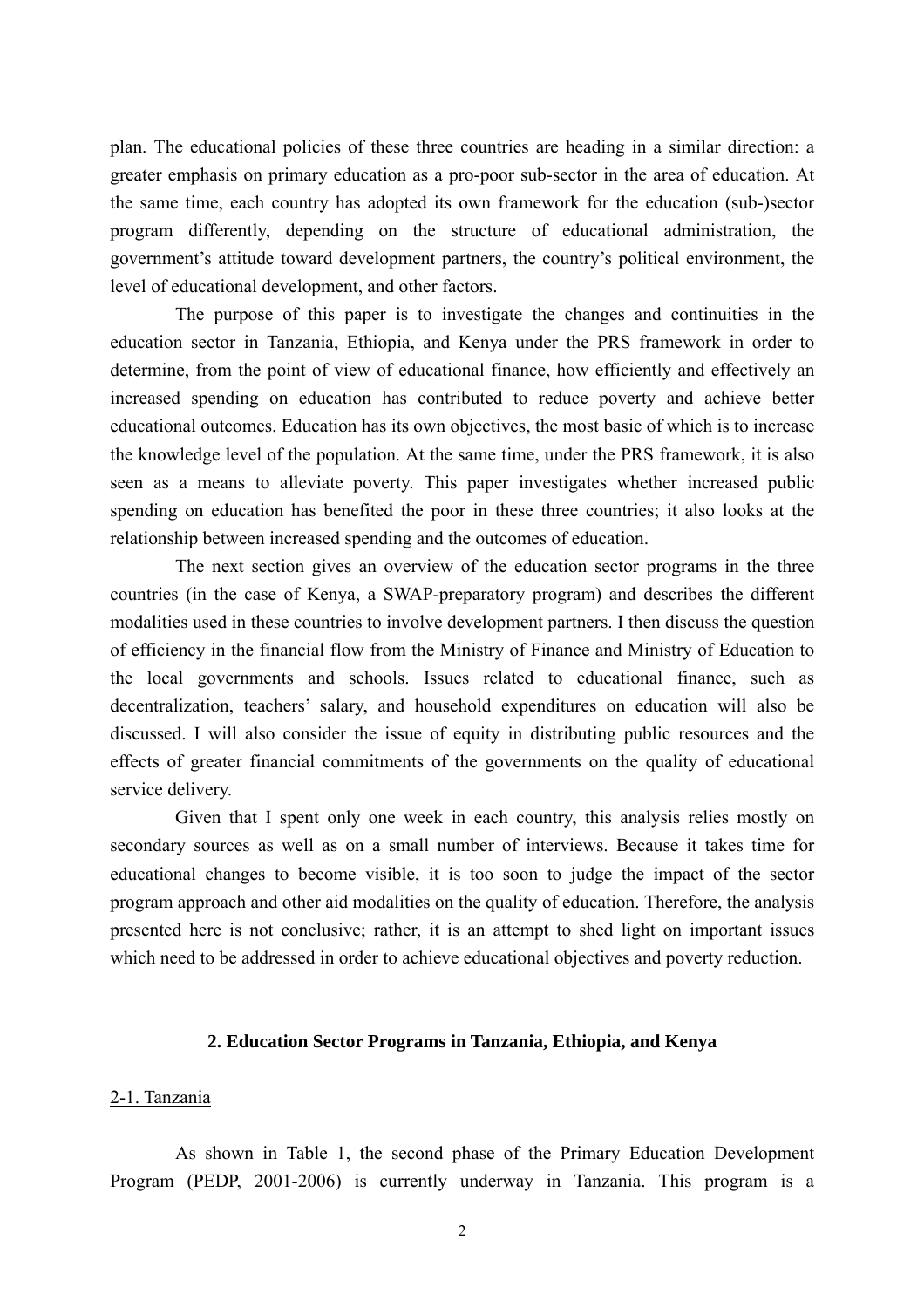plan. The educational policies of these three countries are heading in a similar direction: a greater emphasis on primary education as a pro-poor sub-sector in the area of education. At the same time, each country has adopted its own framework for the education (sub-)sector program differently, depending on the structure of educational administration, the government's attitude toward development partners, the country's political environment, the level of educational development, and other factors.

The purpose of this paper is to investigate the changes and continuities in the education sector in Tanzania, Ethiopia, and Kenya under the PRS framework in order to determine, from the point of view of educational finance, how efficiently and effectively an increased spending on education has contributed to reduce poverty and achieve better educational outcomes. Education has its own objectives, the most basic of which is to increase the knowledge level of the population. At the same time, under the PRS framework, it is also seen as a means to alleviate poverty. This paper investigates whether increased public spending on education has benefited the poor in these three countries; it also looks at the relationship between increased spending and the outcomes of education.

The next section gives an overview of the education sector programs in the three countries (in the case of Kenya, a SWAP-preparatory program) and describes the different modalities used in these countries to involve development partners. I then discuss the question of efficiency in the financial flow from the Ministry of Finance and Ministry of Education to the local governments and schools. Issues related to educational finance, such as decentralization, teachers' salary, and household expenditures on education will also be discussed. I will also consider the issue of equity in distributing public resources and the effects of greater financial commitments of the governments on the quality of educational service delivery.

Given that I spent only one week in each country, this analysis relies mostly on secondary sources as well as on a small number of interviews. Because it takes time for educational changes to become visible, it is too soon to judge the impact of the sector program approach and other aid modalities on the quality of education. Therefore, the analysis presented here is not conclusive; rather, it is an attempt to shed light on important issues which need to be addressed in order to achieve educational objectives and poverty reduction.

## 2. Education Sector Programs in Tanzania, Ethiopia, and Kenya

### 2-1. Tanzania

As shown in Table 1, the second phase of the Primary Education Development Program (PEDP, 2001-2006) is currently underway in Tanzania. This program is a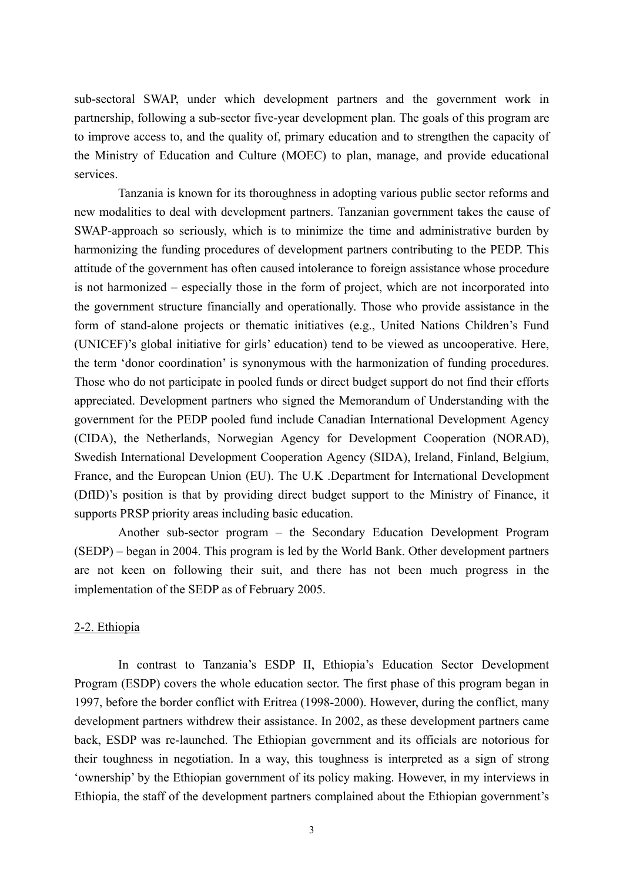sub-sectoral SWAP, under which development partners and the government work in partnership, following a sub-sector five-year development plan. The goals of this program are to improve access to, and the quality of, primary education and to strengthen the capacity of the Ministry of Education and Culture (MOEC) to plan, manage, and provide educational services.

Tanzania is known for its thoroughness in adopting various public sector reforms and new modalities to deal with development partners. Tanzanian government takes the cause of SWAP-approach so seriously, which is to minimize the time and administrative burden by harmonizing the funding procedures of development partners contributing to the PEDP. This attitude of the government has often caused intolerance to foreign assistance whose procedure is not harmonized – especially those in the form of project, which are not incorporated into the government structure financially and operationally. Those who provide assistance in the form of stand-alone projects or thematic initiatives (e.g., United Nations Children's Fund (UNICEF)'s global initiative for girls' education) tend to be viewed as uncooperative. Here, the term 'donor coordination' is synonymous with the harmonization of funding procedures. Those who do not participate in pooled funds or direct budget support do not find their efforts appreciated. Development partners who signed the Memorandum of Understanding with the government for the PEDP pooled fund include Canadian International Development Agency (CIDA), the Netherlands, Norwegian Agency for Development Cooperation (NORAD), Swedish International Development Cooperation Agency (SIDA), Ireland, Finland, Belgium, France, and the European Union (EU). The U.K .Department for International Development (DfID)'s position is that by providing direct budget support to the Ministry of Finance, it supports PRSP priority areas including basic education.

Another sub-sector program – the Secondary Education Development Program (SEDP) – began in 2004. This program is led by the World Bank. Other development partners are not keen on following their suit, and there has not been much progress in the implementation of the SEDP as of February 2005.

## 2-2. Ethiopia

In contrast to Tanzania's ESDP II, Ethiopia's Education Sector Development Program (ESDP) covers the whole education sector. The first phase of this program began in 1997, before the border conflict with Eritrea (1998-2000). However, during the conflict, many development partners withdrew their assistance. In 2002, as these development partners came back, ESDP was re-launched. The Ethiopian government and its officials are notorious for their toughness in negotiation. In a way, this toughness is interpreted as a sign of strong 'ownership' by the Ethiopian government of its policy making. However, in my interviews in Ethiopia, the staff of the development partners complained about the Ethiopian government's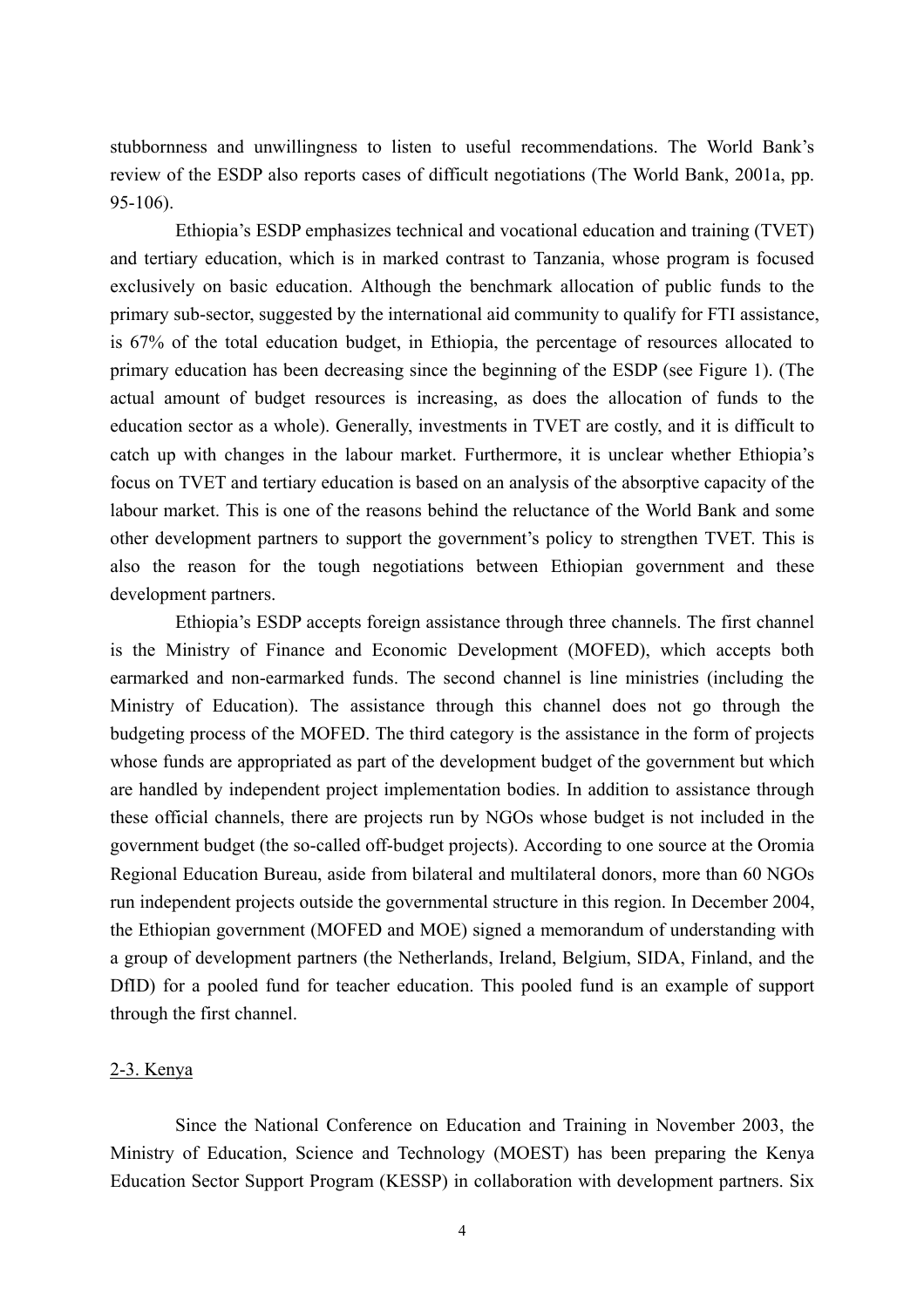stubbornness and unwillingness to listen to useful recommendations. The World Bank's review of the ESDP also reports cases of difficult negotiations (The World Bank, 2001a, pp. 95-106).

Ethiopia's ESDP emphasizes technical and vocational education and training (TVET) and tertiary education, which is in marked contrast to Tanzania, whose program is focused exclusively on basic education. Although the benchmark allocation of public funds to the primary sub-sector, suggested by the international aid community to qualify for FTI assistance, is 67% of the total education budget, in Ethiopia, the percentage of resources allocated to primary education has been decreasing since the beginning of the ESDP (see Figure 1). (The actual amount of budget resources is increasing, as does the allocation of funds to the education sector as a whole). Generally, investments in TVET are costly, and it is difficult to catch up with changes in the labour market. Furthermore, it is unclear whether Ethiopia's focus on TVET and tertiary education is based on an analysis of the absorptive capacity of the labour market. This is one of the reasons behind the reluctance of the World Bank and some other development partners to support the government's policy to strengthen TVET. This is also the reason for the tough negotiations between Ethiopian government and these development partners.

Ethiopia's ESDP accepts foreign assistance through three channels. The first channel is the Ministry of Finance and Economic Development (MOFED), which accepts both earmarked and non-earmarked funds. The second channel is line ministries (including the Ministry of Education). The assistance through this channel does not go through the budgeting process of the MOFED. The third category is the assistance in the form of projects whose funds are appropriated as part of the development budget of the government but which are handled by independent project implementation bodies. In addition to assistance through these official channels, there are projects run by NGOs whose budget is not included in the government budget (the so-called off-budget projects). According to one source at the Oromia Regional Education Bureau, aside from bilateral and multilateral donors, more than 60 NGOs run independent projects outside the governmental structure in this region. In December 2004, the Ethiopian government (MOFED and MOE) signed a memorandum of understanding with a group of development partners (the Netherlands, Ireland, Belgium, SIDA, Finland, and the DfID) for a pooled fund for teacher education. This pooled fund is an example of support through the first channel.

## 2-3. Kenya

Since the National Conference on Education and Training in November 2003, the Ministry of Education, Science and Technology (MOEST) has been preparing the Kenya Education Sector Support Program (KESSP) in collaboration with development partners. Six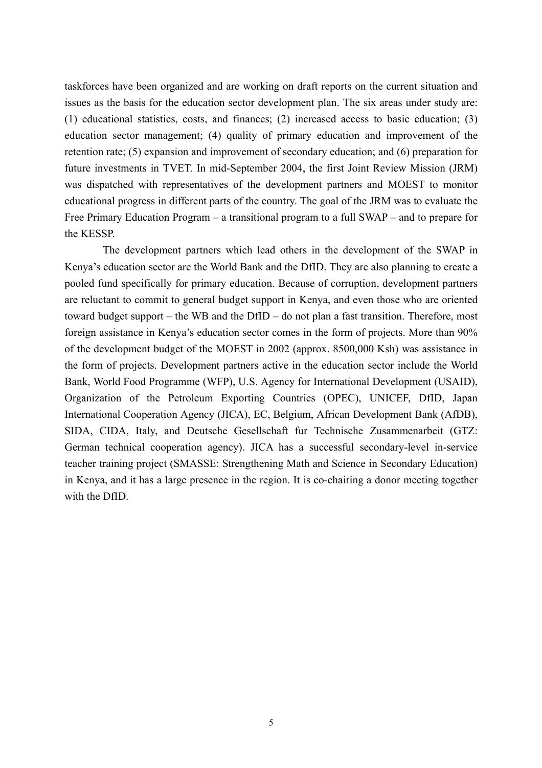taskforces have been organized and are working on draft reports on the current situation and issues as the basis for the education sector development plan. The six areas under study are: (1) educational statistics, costs, and finances; (2) increased access to basic education; (3) education sector management; (4) quality of primary education and improvement of the retention rate; (5) expansion and improvement of secondary education; and (6) preparation for future investments in TVET. In mid-September 2004, the first Joint Review Mission (JRM) was dispatched with representatives of the development partners and MOEST to monitor educational progress in different parts of the country. The goal of the JRM was to evaluate the Free Primary Education Program – a transitional program to a full SWAP – and to prepare for the KESSP.

The development partners which lead others in the development of the SWAP in Kenya's education sector are the World Bank and the DfID. They are also planning to create a pooled fund specifically for primary education. Because of corruption, development partners are reluctant to commit to general budget support in Kenya, and even those who are oriented toward budget support – the WB and the DfID – do not plan a fast transition. Therefore, most foreign assistance in Kenya's education sector comes in the form of projects. More than 90% of the development budget of the MOEST in 2002 (approx. 8500,000 Ksh) was assistance in the form of projects. Development partners active in the education sector include the World Bank, World Food Programme (WFP), U.S. Agency for International Development (USAID), Organization of the Petroleum Exporting Countries (OPEC), UNICEF, DfID, Japan International Cooperation Agency (JICA), EC, Belgium, African Development Bank (AfDB), SIDA, CIDA, Italy, and Deutsche Gesellschaft fur Technische Zusammenarbeit (GTZ: German technical cooperation agency). JICA has a successful secondary-level in-service teacher training project (SMASSE: Strengthening Math and Science in Secondary Education) in Kenya, and it has a large presence in the region. It is co-chairing a donor meeting together with the DfID.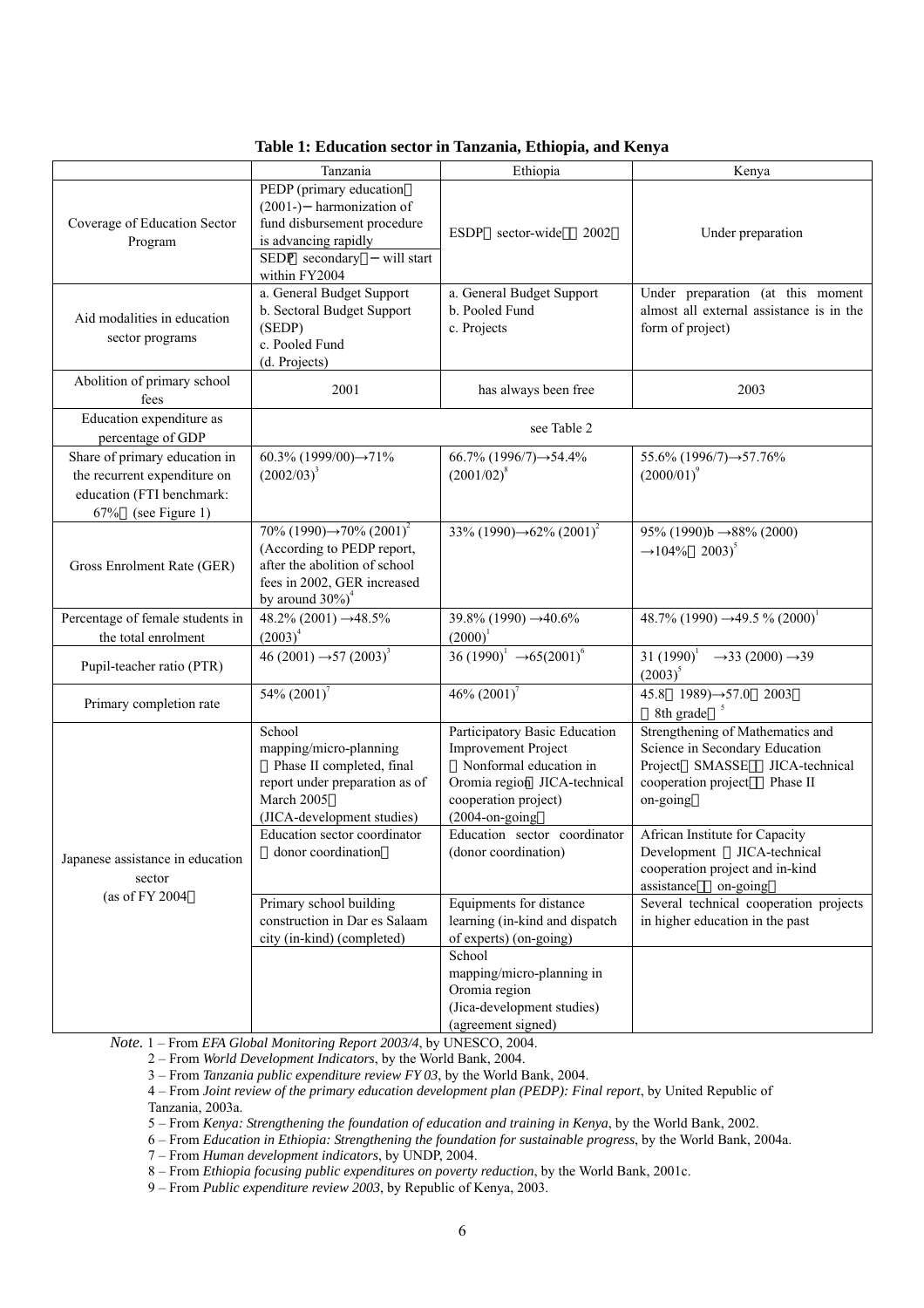**Table 1: Education sector in Tanzania, Ethiopia, and Kenya**

| | Tanzania | Ethiopia | Kenya |
|---|---|---|---|
| Coverage of Education Sector Program | PEDP (primary education) (2001-) – harmonization of fund disbursement procedure is advancing rapidly<br>SEDP (secondary) – will start within FY2004 | ESDP (sector-wide) (2002) | Under preparation |
| Aid modalities in education sector programs | a. General Budget Support<br>b. Sectoral Budget Support (SEDP)<br>c. Pooled Fund<br>(d. Projects) | a. General Budget Support<br>b. Pooled Fund<br>c. Projects | Under preparation (at this moment almost all external assistance is in the form of project) |
| Abolition of primary school fees | 2001 | has always been free | 2003 |
| Education expenditure as percentage of GDP | see Table 2 | | |
| Share of primary education in the recurrent expenditure on education (FTI benchmark: 67%) (see Figure 1) | 60.3% (1999/00)→71% (2002/03)[3] | 66.7% (1996/7)→54.4% (2001/02)[8] | 55.6% (1996/7)→57.76% (2000/01)[9] |
| Gross Enrolment Rate (GER) | 70% (1990)→70% (2001)[2]<br>(According to PEDP report, after the abolition of school fees in 2002, GER increased by around 30%)[4] | 33% (1990)→62% (2001)[2] | 95% (1990)b →88% (2000) →104% (2003)[5] |
| Percentage of female students in the total enrolment | 48.2% (2001) →48.5% (2003)[4] | 39.8% (1990) →40.6% (2000)[1] | 48.7% (1990) →49.5 % (2000)[1] |
| Pupil-teacher ratio (PTR) | 46 (2001) →57 (2003)[3] | 36 (1990)[1] →65(2001)[6] | 31 (1990)[1] →33 (2000) →39 (2003)[5] |
| Primary completion rate | 54% (2001)[7] | 46% (2001)[7] | 45.8 (1989)→57.0 (2003) (8th grade)[5] |
| Japanese assistance in education sector (as of FY 2004) | School mapping/micro-planning (Phase II completed, final report under preparation as of March 2005) (JICA-development studies) | Participatory Basic Education Improvement Project (Nonformal education in Oromia region JICA-technical cooperation project) (2004-on-going) | Strengthening of Mathematics and Science in Secondary Education Project (SMASSE) (JICA-technical cooperation project) (Phase II on-going) |
| | Education sector coordinator (donor coordination) | Education sector coordinator (donor coordination) | African Institute for Capacity Development (JICA-technical cooperation project and in-kind assistance) (on-going) |
| | Primary school building construction in Dar es Salaam city (in-kind) (completed) | Equipments for distance learning (in-kind and dispatch of experts) (on-going) | Several technical cooperation projects in higher education in the past |
| | | School mapping/micro-planning in Oromia region (Jica-development studies) (agreement signed) | |

*Note.* 1 – From *EFA Global Monitoring Report 2003/4*, by UNESCO, 2004.
2 – From *World Development Indicators*, by the World Bank, 2004.
3 – From *Tanzania public expenditure review FY 03*, by the World Bank, 2004.
4 – From *Joint review of the primary education development plan (PEDP): Final report*, by United Republic of Tanzania, 2003a.
5 – From *Kenya: Strengthening the foundation of education and training in Kenya*, by the World Bank, 2002.
6 – From *Education in Ethiopia: Strengthening the foundation for sustainable progress*, by the World Bank, 2004a.
7 – From *Human development indicators*, by UNDP, 2004.
8 – From *Ethiopia focusing public expenditures on poverty reduction*, by the World Bank, 2001c.
9 – From *Public expenditure review 2003*, by Republic of Kenya, 2003.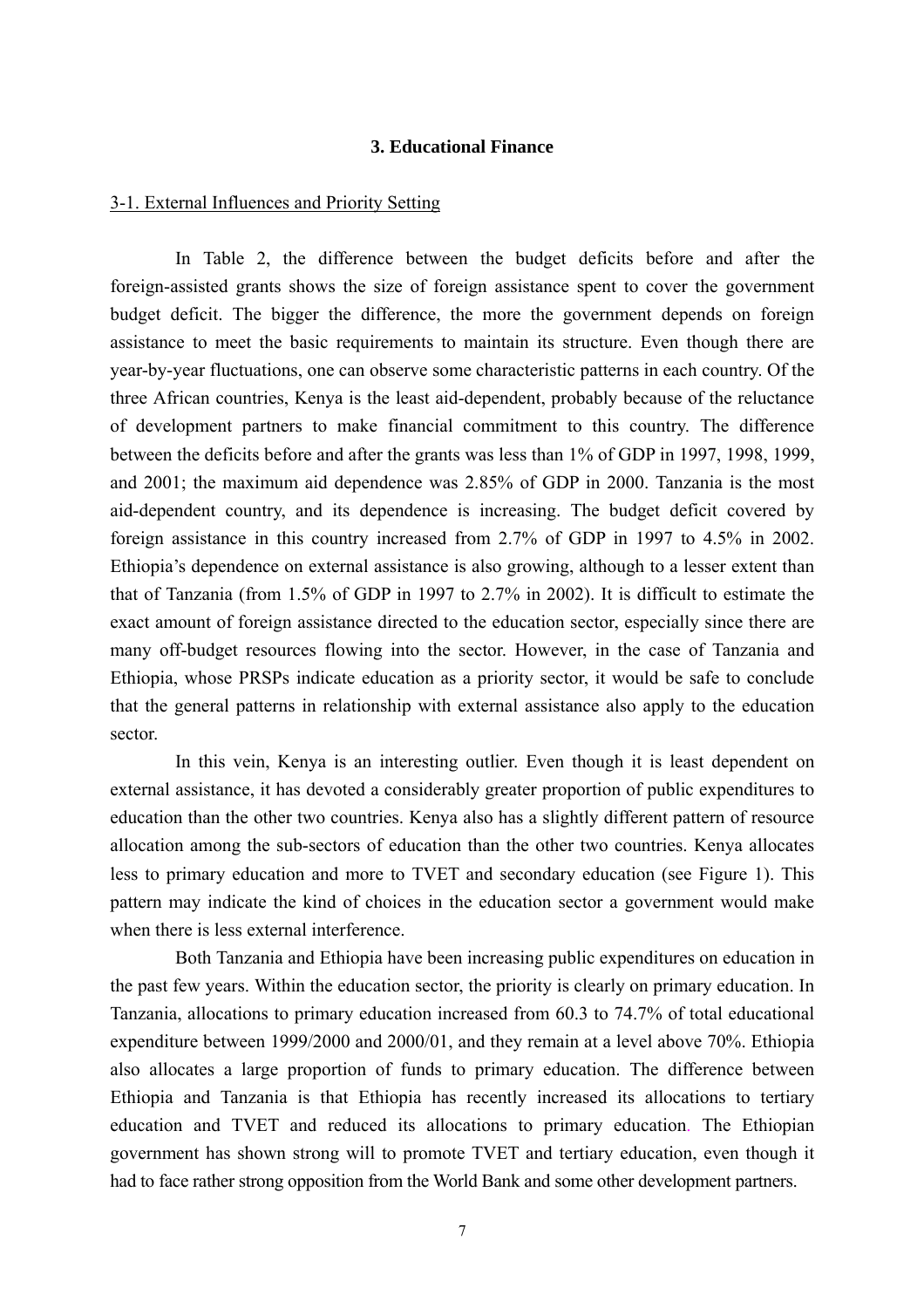## 3. Educational Finance

### 3-1. External Influences and Priority Setting

In Table 2, the difference between the budget deficits before and after the foreign-assisted grants shows the size of foreign assistance spent to cover the government budget deficit. The bigger the difference, the more the government depends on foreign assistance to meet the basic requirements to maintain its structure. Even though there are year-by-year fluctuations, one can observe some characteristic patterns in each country. Of the three African countries, Kenya is the least aid-dependent, probably because of the reluctance of development partners to make financial commitment to this country. The difference between the deficits before and after the grants was less than 1% of GDP in 1997, 1998, 1999, and 2001; the maximum aid dependence was 2.85% of GDP in 2000. Tanzania is the most aid-dependent country, and its dependence is increasing. The budget deficit covered by foreign assistance in this country increased from 2.7% of GDP in 1997 to 4.5% in 2002. Ethiopia's dependence on external assistance is also growing, although to a lesser extent than that of Tanzania (from 1.5% of GDP in 1997 to 2.7% in 2002). It is difficult to estimate the exact amount of foreign assistance directed to the education sector, especially since there are many off-budget resources flowing into the sector. However, in the case of Tanzania and Ethiopia, whose PRSPs indicate education as a priority sector, it would be safe to conclude that the general patterns in relationship with external assistance also apply to the education sector.

In this vein, Kenya is an interesting outlier. Even though it is least dependent on external assistance, it has devoted a considerably greater proportion of public expenditures to education than the other two countries. Kenya also has a slightly different pattern of resource allocation among the sub-sectors of education than the other two countries. Kenya allocates less to primary education and more to TVET and secondary education (see Figure 1). This pattern may indicate the kind of choices in the education sector a government would make when there is less external interference.

Both Tanzania and Ethiopia have been increasing public expenditures on education in the past few years. Within the education sector, the priority is clearly on primary education. In Tanzania, allocations to primary education increased from 60.3 to 74.7% of total educational expenditure between 1999/2000 and 2000/01, and they remain at a level above 70%. Ethiopia also allocates a large proportion of funds to primary education. The difference between Ethiopia and Tanzania is that Ethiopia has recently increased its allocations to tertiary education and TVET and reduced its allocations to primary education. The Ethiopian government has shown strong will to promote TVET and tertiary education, even though it had to face rather strong opposition from the World Bank and some other development partners.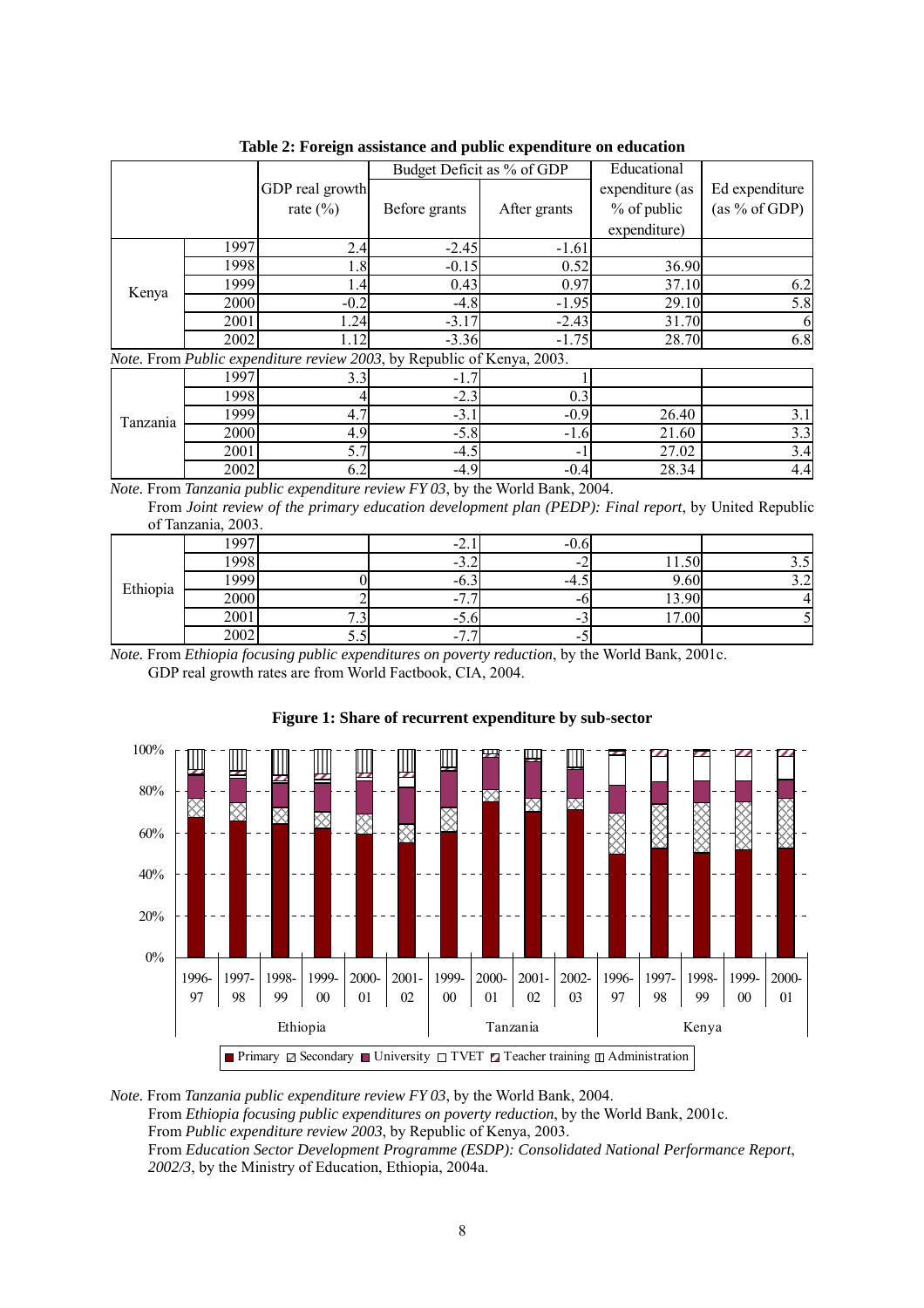**Table 2: Foreign assistance and public expenditure on education**

| | | GDP real growth rate (%) | Budget Deficit as % of GDP | | Educational expenditure (as % of public expenditure) | Ed expenditure (as % of GDP) |
|---|---|---|---|---|---|---|
| | | | Before grants | After grants | | |
| Kenya | 1997 | 2.4 | -2.45 | -1.61 | | |
| | 1998 | 1.8 | -0.15 | 0.52 | 36.90 | |
| | 1999 | 1.4 | 0.43 | 0.97 | 37.10 | 6.2 |
| | 2000 | -0.2 | -4.8 | -1.95 | 29.10 | 5.8 |
| | 2001 | 1.24 | -3.17 | -2.43 | 31.70 | 6 |
| | 2002 | 1.12 | -3.36 | -1.75 | 28.70 | 6.8 |
| *Note.* From *Public expenditure review 2003*, by Republic of Kenya, 2003. | | | | | | |
| Tanzania | 1997 | 3.3 | -1.7 | 1 | | |
| | 1998 | 4 | -2.3 | 0.3 | | |
| | 1999 | 4.7 | -3.1 | -0.9 | 26.40 | 3.1 |
| | 2000 | 4.9 | -5.8 | -1.6 | 21.60 | 3.3 |
| | 2001 | 5.7 | -4.5 | -1 | 27.02 | 3.4 |
| | 2002 | 6.2 | -4.9 | -0.4 | 28.34 | 4.4 |
| *Note.* From *Tanzania public expenditure review FY 03*, by the World Bank, 2004. From *Joint review of the primary education development plan (PEDP): Final report*, by United Republic of Tanzania, 2003. | | | | | | |
| Ethiopia | 1997 | | -2.1 | -0.6 | | |
| | 1998 | | -3.2 | -2 | 11.50 | 3.5 |
| | 1999 | 0 | -6.3 | -4.5 | 9.60 | 3.2 |
| | 2000 | 2 | -7.7 | -6 | 13.90 | 4 |
| | 2001 | 7.3 | -5.6 | -3 | 17.00 | 5 |
| | 2002 | 5.5 | -7.7 | -5 | | |

*Note.* From *Ethiopia focusing public expenditures on poverty reduction*, by the World Bank, 2001c.
GDP real growth rates are from World Factbook, CIA, 2004.

**Figure 1: Share of recurrent expenditure by sub-sector**

*Note.* From *Tanzania public expenditure review FY 03*, by the World Bank, 2004.
From *Ethiopia focusing public expenditures on poverty reduction*, by the World Bank, 2001c.
From *Public expenditure review 2003*, by Republic of Kenya, 2003.
From *Education Sector Development Programme (ESDP): Consolidated National Performance Report, 2002/3*, by the Ministry of Education, Ethiopia, 2004a.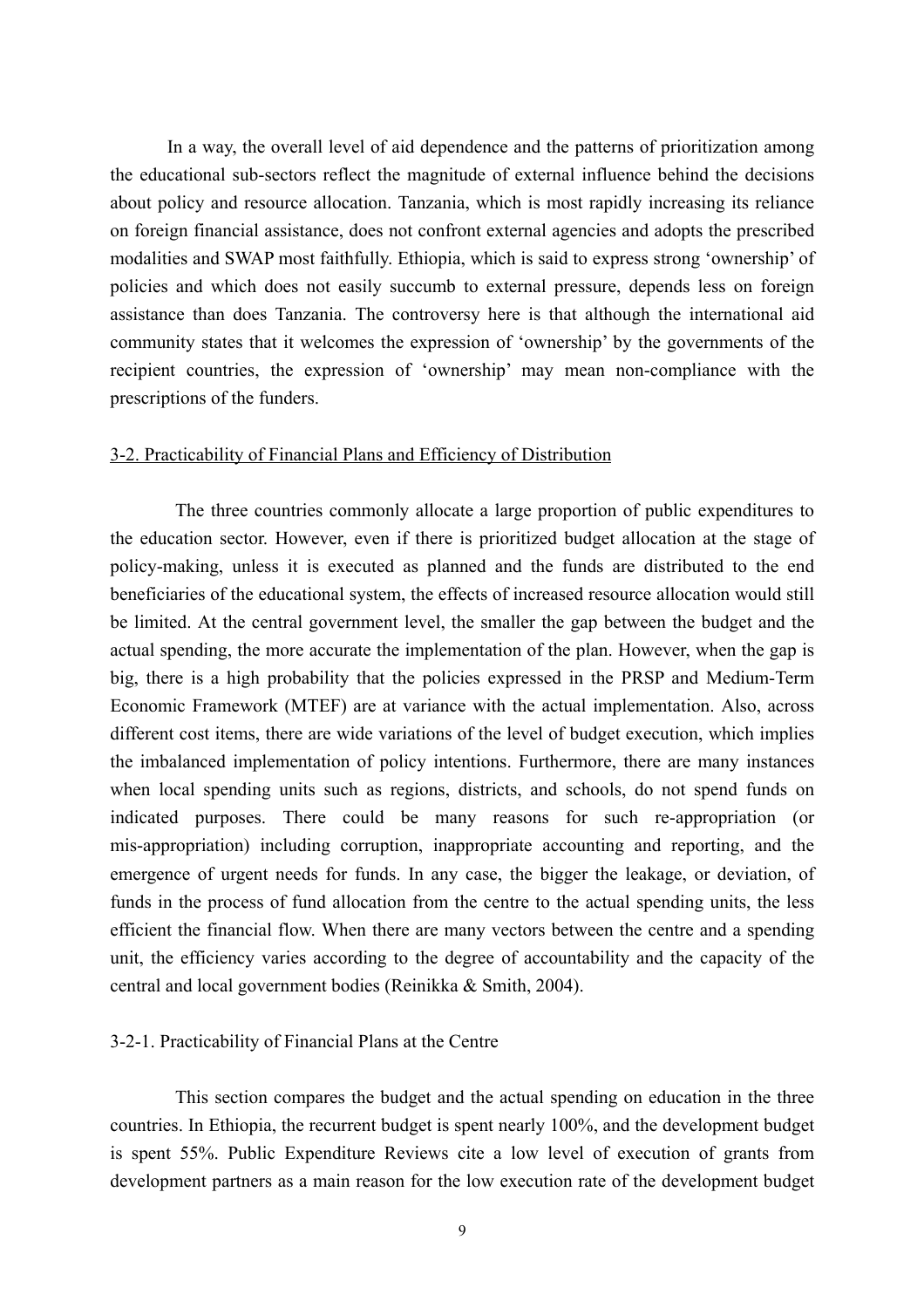In a way, the overall level of aid dependence and the patterns of prioritization among the educational sub-sectors reflect the magnitude of external influence behind the decisions about policy and resource allocation. Tanzania, which is most rapidly increasing its reliance on foreign financial assistance, does not confront external agencies and adopts the prescribed modalities and SWAP most faithfully. Ethiopia, which is said to express strong 'ownership' of policies and which does not easily succumb to external pressure, depends less on foreign assistance than does Tanzania. The controversy here is that although the international aid community states that it welcomes the expression of 'ownership' by the governments of the recipient countries, the expression of 'ownership' may mean non-compliance with the prescriptions of the funders.

### 3-2. Practicability of Financial Plans and Efficiency of Distribution

The three countries commonly allocate a large proportion of public expenditures to the education sector. However, even if there is prioritized budget allocation at the stage of policy-making, unless it is executed as planned and the funds are distributed to the end beneficiaries of the educational system, the effects of increased resource allocation would still be limited. At the central government level, the smaller the gap between the budget and the actual spending, the more accurate the implementation of the plan. However, when the gap is big, there is a high probability that the policies expressed in the PRSP and Medium-Term Economic Framework (MTEF) are at variance with the actual implementation. Also, across different cost items, there are wide variations of the level of budget execution, which implies the imbalanced implementation of policy intentions. Furthermore, there are many instances when local spending units such as regions, districts, and schools, do not spend funds on indicated purposes. There could be many reasons for such re-appropriation (or mis-appropriation) including corruption, inappropriate accounting and reporting, and the emergence of urgent needs for funds. In any case, the bigger the leakage, or deviation, of funds in the process of fund allocation from the centre to the actual spending units, the less efficient the financial flow. When there are many vectors between the centre and a spending unit, the efficiency varies according to the degree of accountability and the capacity of the central and local government bodies (Reinikka & Smith, 2004).

#### 3-2-1. Practicability of Financial Plans at the Centre

This section compares the budget and the actual spending on education in the three countries. In Ethiopia, the recurrent budget is spent nearly 100%, and the development budget is spent 55%. Public Expenditure Reviews cite a low level of execution of grants from development partners as a main reason for the low execution rate of the development budget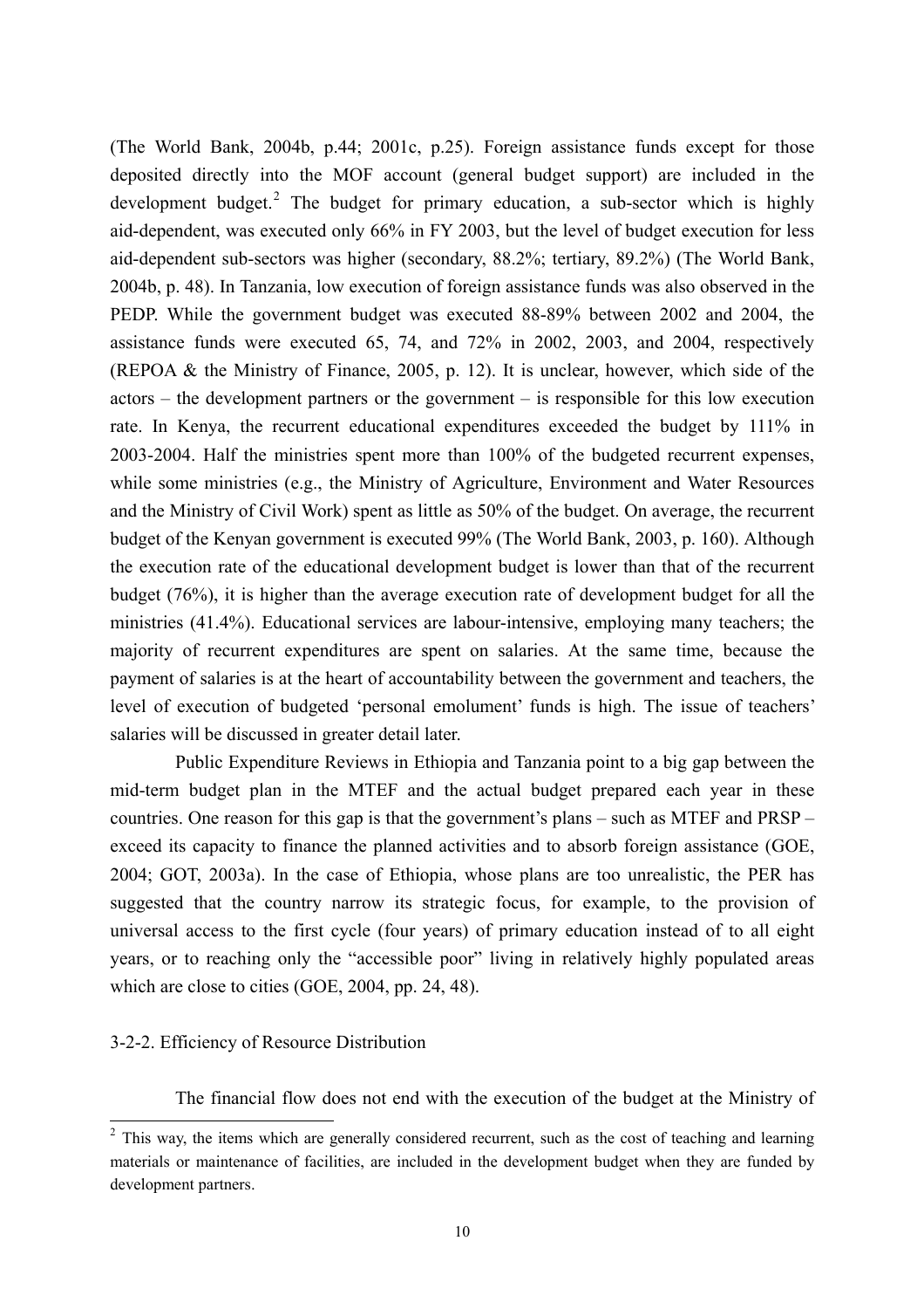(The World Bank, 2004b, p.44; 2001c, p.25). Foreign assistance funds except for those deposited directly into the MOF account (general budget support) are included in the development budget.[2] The budget for primary education, a sub-sector which is highly aid-dependent, was executed only 66% in FY 2003, but the level of budget execution for less aid-dependent sub-sectors was higher (secondary, 88.2%; tertiary, 89.2%) (The World Bank, 2004b, p. 48). In Tanzania, low execution of foreign assistance funds was also observed in the PEDP. While the government budget was executed 88-89% between 2002 and 2004, the assistance funds were executed 65, 74, and 72% in 2002, 2003, and 2004, respectively (REPOA & the Ministry of Finance, 2005, p. 12). It is unclear, however, which side of the actors – the development partners or the government – is responsible for this low execution rate. In Kenya, the recurrent educational expenditures exceeded the budget by 111% in 2003-2004. Half the ministries spent more than 100% of the budgeted recurrent expenses, while some ministries (e.g., the Ministry of Agriculture, Environment and Water Resources and the Ministry of Civil Work) spent as little as 50% of the budget. On average, the recurrent budget of the Kenyan government is executed 99% (The World Bank, 2003, p. 160). Although the execution rate of the educational development budget is lower than that of the recurrent budget (76%), it is higher than the average execution rate of development budget for all the ministries (41.4%). Educational services are labour-intensive, employing many teachers; the majority of recurrent expenditures are spent on salaries. At the same time, because the payment of salaries is at the heart of accountability between the government and teachers, the level of execution of budgeted 'personal emolument' funds is high. The issue of teachers' salaries will be discussed in greater detail later.

Public Expenditure Reviews in Ethiopia and Tanzania point to a big gap between the mid-term budget plan in the MTEF and the actual budget prepared each year in these countries. One reason for this gap is that the government's plans – such as MTEF and PRSP – exceed its capacity to finance the planned activities and to absorb foreign assistance (GOE, 2004; GOT, 2003a). In the case of Ethiopia, whose plans are too unrealistic, the PER has suggested that the country narrow its strategic focus, for example, to the provision of universal access to the first cycle (four years) of primary education instead of to all eight years, or to reaching only the "accessible poor" living in relatively highly populated areas which are close to cities (GOE, 2004, pp. 24, 48).

### 3-2-2. Efficiency of Resource Distribution

The financial flow does not end with the execution of the budget at the Ministry of

---

[2] This way, the items which are generally considered recurrent, such as the cost of teaching and learning materials or maintenance of facilities, are included in the development budget when they are funded by development partners.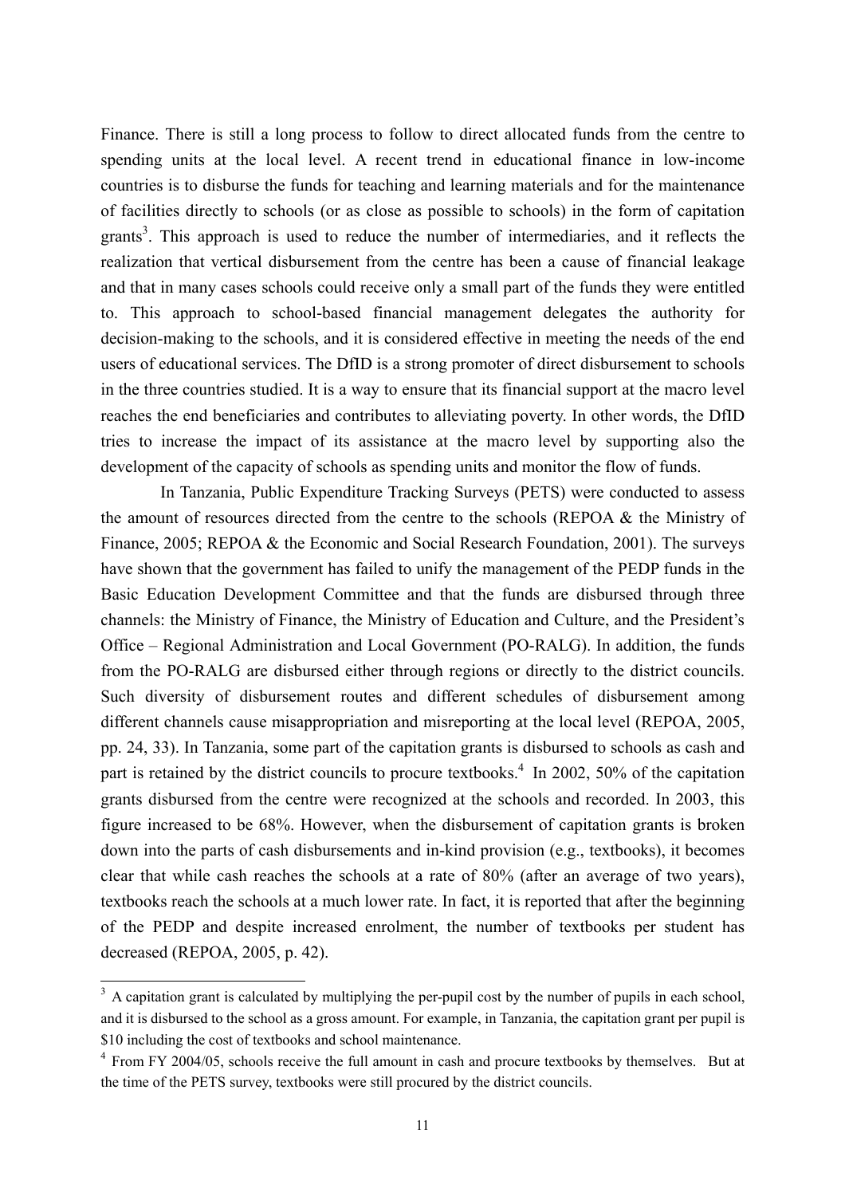Finance. There is still a long process to follow to direct allocated funds from the centre to spending units at the local level. A recent trend in educational finance in low-income countries is to disburse the funds for teaching and learning materials and for the maintenance of facilities directly to schools (or as close as possible to schools) in the form of capitation grants[3]. This approach is used to reduce the number of intermediaries, and it reflects the realization that vertical disbursement from the centre has been a cause of financial leakage and that in many cases schools could receive only a small part of the funds they were entitled to. This approach to school-based financial management delegates the authority for decision-making to the schools, and it is considered effective in meeting the needs of the end users of educational services. The DfID is a strong promoter of direct disbursement to schools in the three countries studied. It is a way to ensure that its financial support at the macro level reaches the end beneficiaries and contributes to alleviating poverty. In other words, the DfID tries to increase the impact of its assistance at the macro level by supporting also the development of the capacity of schools as spending units and monitor the flow of funds.

In Tanzania, Public Expenditure Tracking Surveys (PETS) were conducted to assess the amount of resources directed from the centre to the schools (REPOA & the Ministry of Finance, 2005; REPOA & the Economic and Social Research Foundation, 2001). The surveys have shown that the government has failed to unify the management of the PEDP funds in the Basic Education Development Committee and that the funds are disbursed through three channels: the Ministry of Finance, the Ministry of Education and Culture, and the President's Office – Regional Administration and Local Government (PO-RALG). In addition, the funds from the PO-RALG are disbursed either through regions or directly to the district councils. Such diversity of disbursement routes and different schedules of disbursement among different channels cause misappropriation and misreporting at the local level (REPOA, 2005, pp. 24, 33). In Tanzania, some part of the capitation grants is disbursed to schools as cash and part is retained by the district councils to procure textbooks.[4] In 2002, 50% of the capitation grants disbursed from the centre were recognized at the schools and recorded. In 2003, this figure increased to be 68%. However, when the disbursement of capitation grants is broken down into the parts of cash disbursements and in-kind provision (e.g., textbooks), it becomes clear that while cash reaches the schools at a rate of 80% (after an average of two years), textbooks reach the schools at a much lower rate. In fact, it is reported that after the beginning of the PEDP and despite increased enrolment, the number of textbooks per student has decreased (REPOA, 2005, p. 42).

---

[3] A capitation grant is calculated by multiplying the per-pupil cost by the number of pupils in each school, and it is disbursed to the school as a gross amount. For example, in Tanzania, the capitation grant per pupil is $10 including the cost of textbooks and school maintenance.

[4] From FY 2004/05, schools receive the full amount in cash and procure textbooks by themselves. But at the time of the PETS survey, textbooks were still procured by the district councils.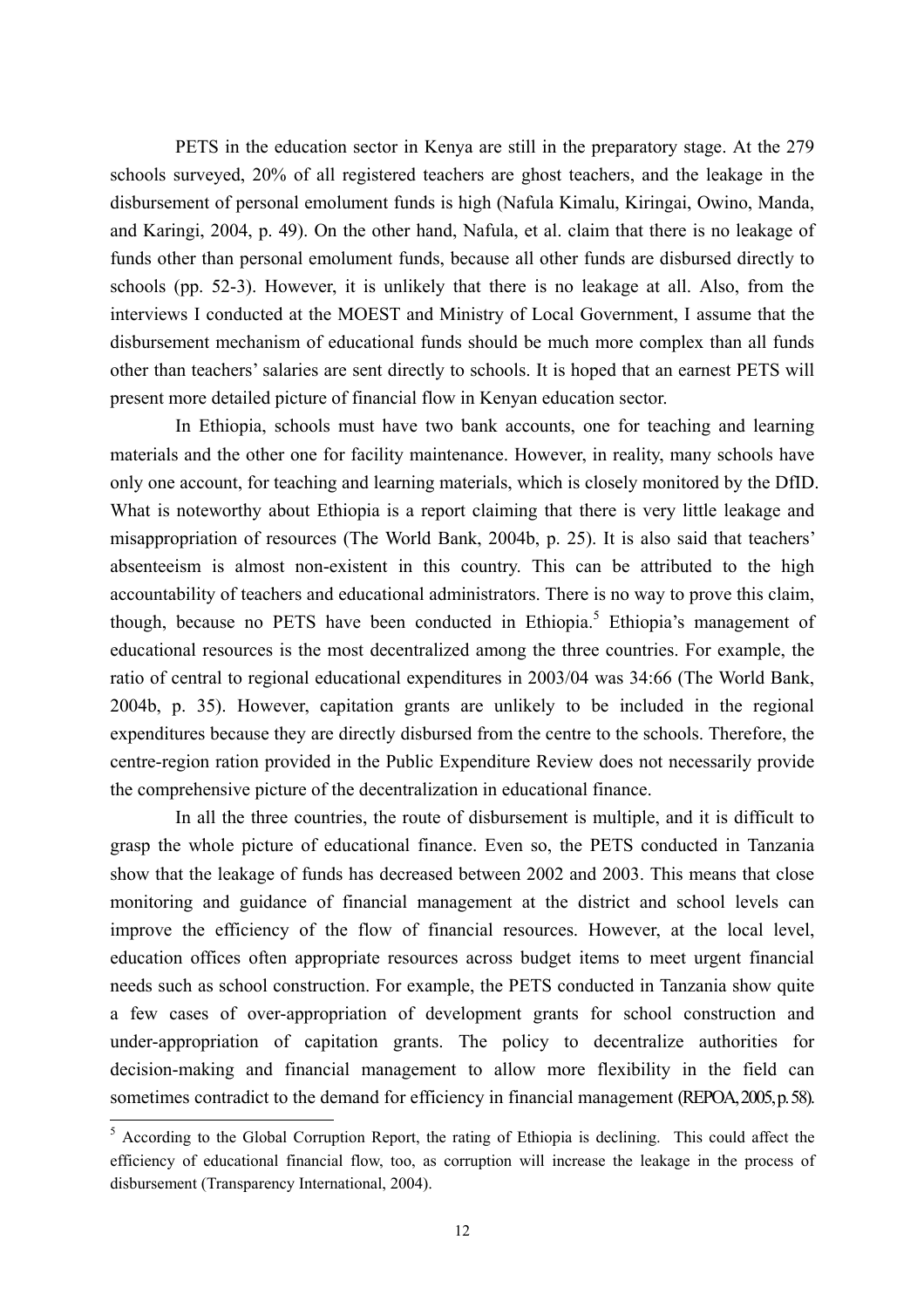PETS in the education sector in Kenya are still in the preparatory stage. At the 279 schools surveyed, 20% of all registered teachers are ghost teachers, and the leakage in the disbursement of personal emolument funds is high (Nafula Kimalu, Kiringai, Owino, Manda, and Karingi, 2004, p. 49). On the other hand, Nafula, et al. claim that there is no leakage of funds other than personal emolument funds, because all other funds are disbursed directly to schools (pp. 52-3). However, it is unlikely that there is no leakage at all. Also, from the interviews I conducted at the MOEST and Ministry of Local Government, I assume that the disbursement mechanism of educational funds should be much more complex than all funds other than teachers' salaries are sent directly to schools. It is hoped that an earnest PETS will present more detailed picture of financial flow in Kenyan education sector.

In Ethiopia, schools must have two bank accounts, one for teaching and learning materials and the other one for facility maintenance. However, in reality, many schools have only one account, for teaching and learning materials, which is closely monitored by the DfID. What is noteworthy about Ethiopia is a report claiming that there is very little leakage and misappropriation of resources (The World Bank, 2004b, p. 25). It is also said that teachers' absenteeism is almost non-existent in this country. This can be attributed to the high accountability of teachers and educational administrators. There is no way to prove this claim, though, because no PETS have been conducted in Ethiopia.[5] Ethiopia's management of educational resources is the most decentralized among the three countries. For example, the ratio of central to regional educational expenditures in 2003/04 was 34:66 (The World Bank, 2004b, p. 35). However, capitation grants are unlikely to be included in the regional expenditures because they are directly disbursed from the centre to the schools. Therefore, the centre-region ration provided in the Public Expenditure Review does not necessarily provide the comprehensive picture of the decentralization in educational finance.

In all the three countries, the route of disbursement is multiple, and it is difficult to grasp the whole picture of educational finance. Even so, the PETS conducted in Tanzania show that the leakage of funds has decreased between 2002 and 2003. This means that close monitoring and guidance of financial management at the district and school levels can improve the efficiency of the flow of financial resources. However, at the local level, education offices often appropriate resources across budget items to meet urgent financial needs such as school construction. For example, the PETS conducted in Tanzania show quite a few cases of over-appropriation of development grants for school construction and under-appropriation of capitation grants. The policy to decentralize authorities for decision-making and financial management to allow more flexibility in the field can sometimes contradict to the demand for efficiency in financial management (REPOA, 2005, p. 58).

[5] According to the Global Corruption Report, the rating of Ethiopia is declining. This could affect the efficiency of educational financial flow, too, as corruption will increase the leakage in the process of disbursement (Transparency International, 2004).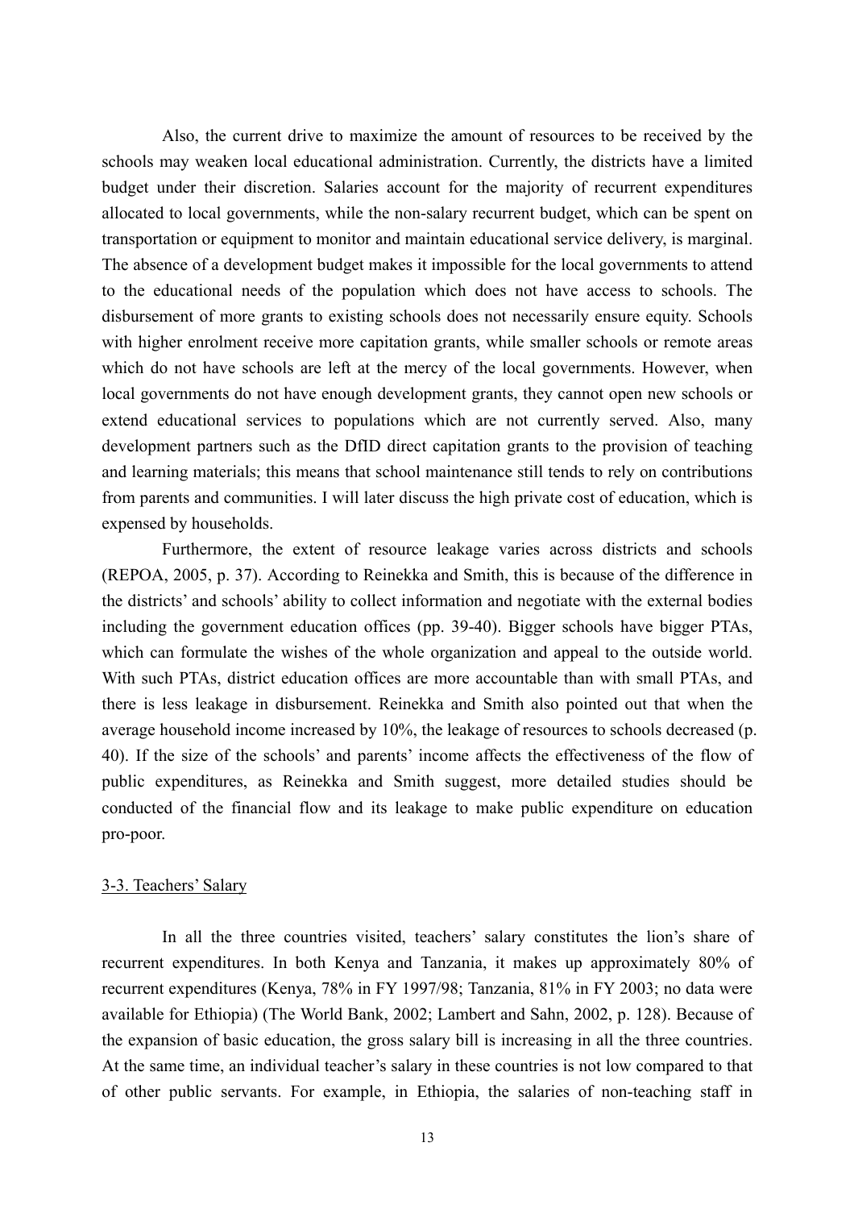Also, the current drive to maximize the amount of resources to be received by the schools may weaken local educational administration. Currently, the districts have a limited budget under their discretion. Salaries account for the majority of recurrent expenditures allocated to local governments, while the non-salary recurrent budget, which can be spent on transportation or equipment to monitor and maintain educational service delivery, is marginal. The absence of a development budget makes it impossible for the local governments to attend to the educational needs of the population which does not have access to schools. The disbursement of more grants to existing schools does not necessarily ensure equity. Schools with higher enrolment receive more capitation grants, while smaller schools or remote areas which do not have schools are left at the mercy of the local governments. However, when local governments do not have enough development grants, they cannot open new schools or extend educational services to populations which are not currently served. Also, many development partners such as the DfID direct capitation grants to the provision of teaching and learning materials; this means that school maintenance still tends to rely on contributions from parents and communities. I will later discuss the high private cost of education, which is expensed by households.

Furthermore, the extent of resource leakage varies across districts and schools (REPOA, 2005, p. 37). According to Reinekka and Smith, this is because of the difference in the districts' and schools' ability to collect information and negotiate with the external bodies including the government education offices (pp. 39-40). Bigger schools have bigger PTAs, which can formulate the wishes of the whole organization and appeal to the outside world. With such PTAs, district education offices are more accountable than with small PTAs, and there is less leakage in disbursement. Reinekka and Smith also pointed out that when the average household income increased by 10%, the leakage of resources to schools decreased (p. 40). If the size of the schools' and parents' income affects the effectiveness of the flow of public expenditures, as Reinekka and Smith suggest, more detailed studies should be conducted of the financial flow and its leakage to make public expenditure on education pro-poor.

## 3-3. Teachers' Salary

In all the three countries visited, teachers' salary constitutes the lion's share of recurrent expenditures. In both Kenya and Tanzania, it makes up approximately 80% of recurrent expenditures (Kenya, 78% in FY 1997/98; Tanzania, 81% in FY 2003; no data were available for Ethiopia) (The World Bank, 2002; Lambert and Sahn, 2002, p. 128). Because of the expansion of basic education, the gross salary bill is increasing in all the three countries. At the same time, an individual teacher's salary in these countries is not low compared to that of other public servants. For example, in Ethiopia, the salaries of non-teaching staff in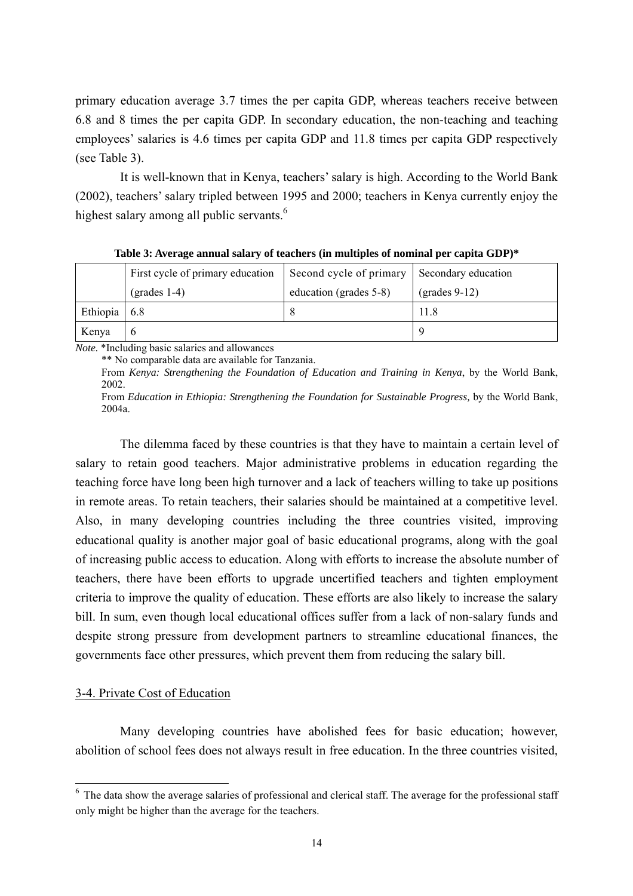primary education average 3.7 times the per capita GDP, whereas teachers receive between 6.8 and 8 times the per capita GDP. In secondary education, the non-teaching and teaching employees' salaries is 4.6 times per capita GDP and 11.8 times per capita GDP respectively (see Table 3).

It is well-known that in Kenya, teachers' salary is high. According to the World Bank (2002), teachers' salary tripled between 1995 and 2000; teachers in Kenya currently enjoy the highest salary among all public servants.[6]

**Table 3: Average annual salary of teachers (in multiples of nominal per capita GDP)***

| | First cycle of primary education (grades 1-4) | Second cycle of primary education (grades 5-8) | Secondary education (grades 9-12) |
|---|---|---|---|
| Ethiopia | 6.8 | 8 | 11.8 |
| Kenya | 6 | | 9 |

*Note.* *Including basic salaries and allowances

** No comparable data are available for Tanzania.

From *Kenya: Strengthening the Foundation of Education and Training in Kenya*, by the World Bank, 2002.

From *Education in Ethiopia: Strengthening the Foundation for Sustainable Progress,* by the World Bank, 2004a.

The dilemma faced by these countries is that they have to maintain a certain level of salary to retain good teachers. Major administrative problems in education regarding the teaching force have long been high turnover and a lack of teachers willing to take up positions in remote areas. To retain teachers, their salaries should be maintained at a competitive level. Also, in many developing countries including the three countries visited, improving educational quality is another major goal of basic educational programs, along with the goal of increasing public access to education. Along with efforts to increase the absolute number of teachers, there have been efforts to upgrade uncertified teachers and tighten employment criteria to improve the quality of education. These efforts are also likely to increase the salary bill. In sum, even though local educational offices suffer from a lack of non-salary funds and despite strong pressure from development partners to streamline educational finances, the governments face other pressures, which prevent them from reducing the salary bill.

### 3-4. Private Cost of Education

Many developing countries have abolished fees for basic education; however, abolition of school fees does not always result in free education. In the three countries visited,

[6] The data show the average salaries of professional and clerical staff. The average for the professional staff only might be higher than the average for the teachers.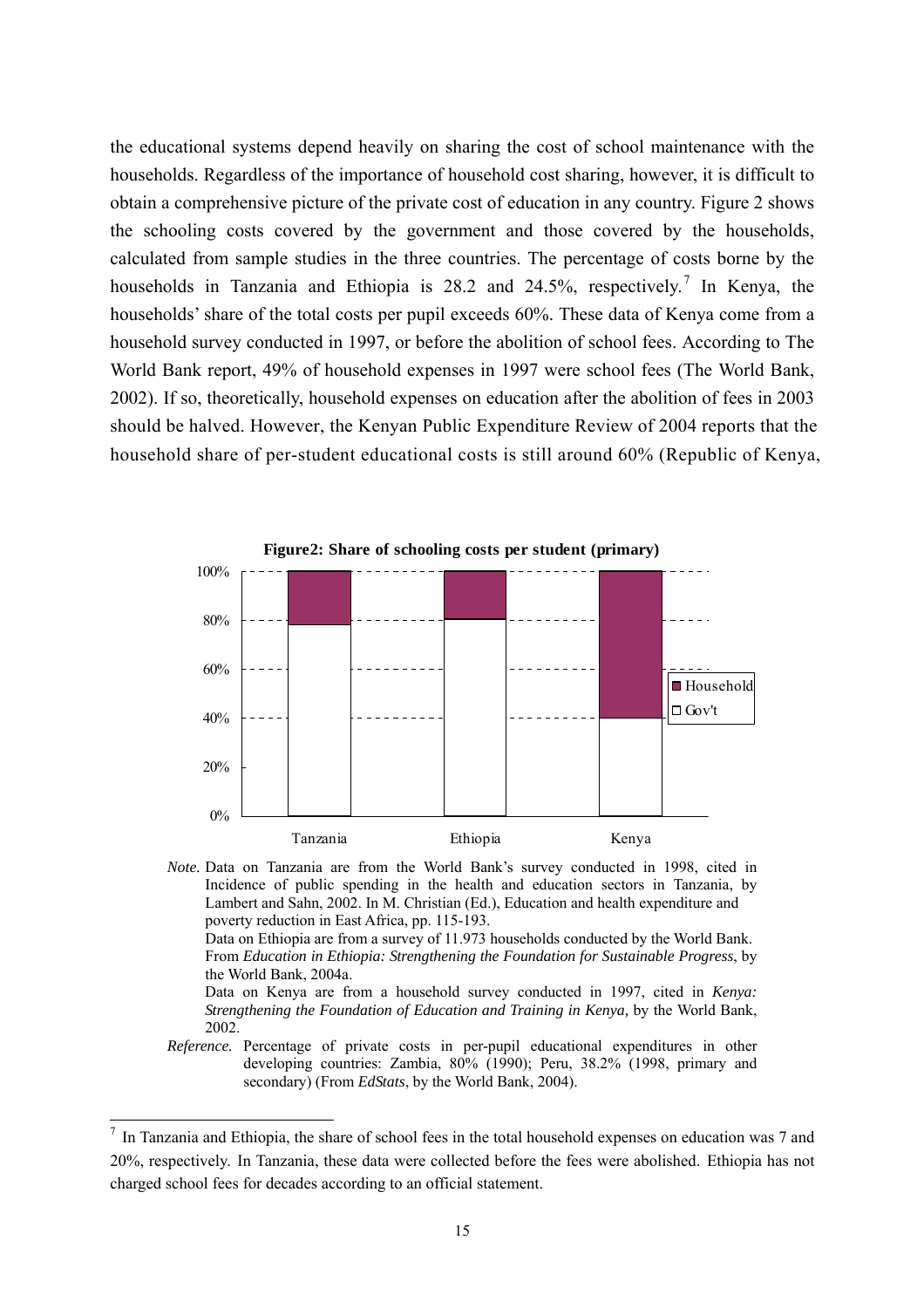the educational systems depend heavily on sharing the cost of school maintenance with the households. Regardless of the importance of household cost sharing, however, it is difficult to obtain a comprehensive picture of the private cost of education in any country. Figure 2 shows the schooling costs covered by the government and those covered by the households, calculated from sample studies in the three countries. The percentage of costs borne by the households in Tanzania and Ethiopia is 28.2 and 24.5%, respectively.[7] In Kenya, the households' share of the total costs per pupil exceeds 60%. These data of Kenya come from a household survey conducted in 1997, or before the abolition of school fees. According to The World Bank report, 49% of household expenses in 1997 were school fees (The World Bank, 2002). If so, theoretically, household expenses on education after the abolition of fees in 2003 should be halved. However, the Kenyan Public Expenditure Review of 2004 reports that the household share of per-student educational costs is still around 60% (Republic of Kenya,

**Figure2: Share of schooling costs per student (primary)**

*Note.* Data on Tanzania are from the World Bank's survey conducted in 1998, cited in Incidence of public spending in the health and education sectors in Tanzania, by Lambert and Sahn, 2002. In M. Christian (Ed.), Education and health expenditure and poverty reduction in East Africa, pp. 115-193.
Data on Ethiopia are from a survey of 11.973 households conducted by the World Bank. From *Education in Ethiopia: Strengthening the Foundation for Sustainable Progress*, by the World Bank, 2004a.
Data on Kenya are from a household survey conducted in 1997, cited in *Kenya: Strengthening the Foundation of Education and Training in Kenya,* by the World Bank, 2002.

*Reference.* Percentage of private costs in per-pupil educational expenditures in other developing countries: Zambia, 80% (1990); Peru, 38.2% (1998, primary and secondary) (From *EdStats*, by the World Bank, 2004).

[7] In Tanzania and Ethiopia, the share of school fees in the total household expenses on education was 7 and 20%, respectively. In Tanzania, these data were collected before the fees were abolished. Ethiopia has not charged school fees for decades according to an official statement.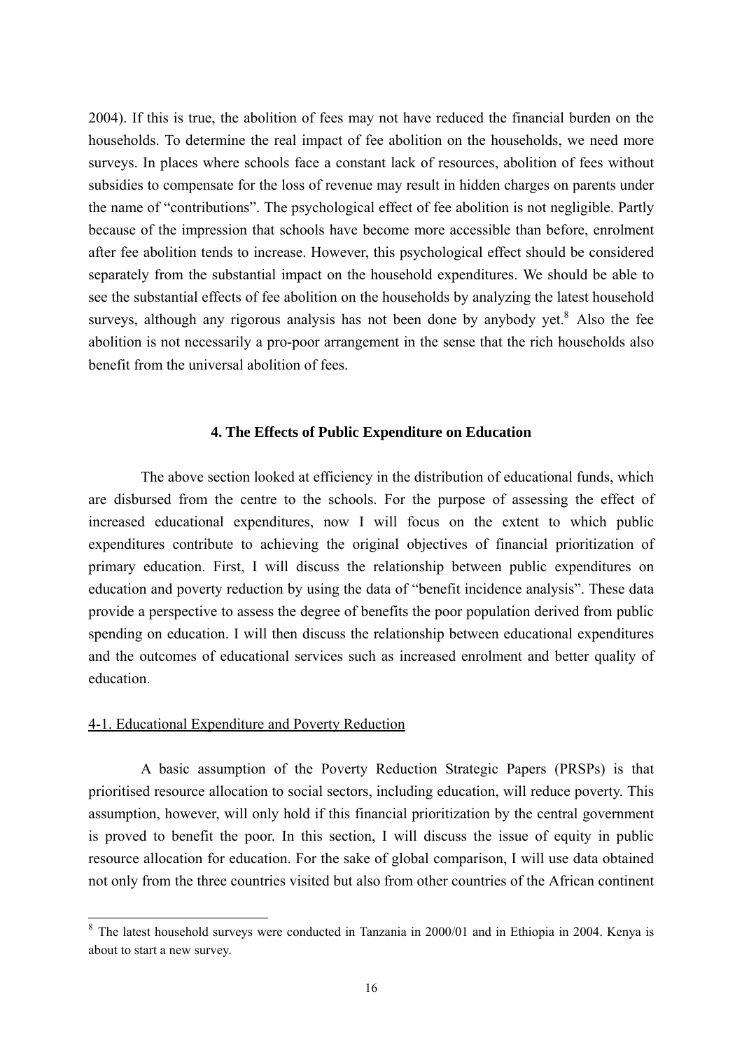2004). If this is true, the abolition of fees may not have reduced the financial burden on the households. To determine the real impact of fee abolition on the households, we need more surveys. In places where schools face a constant lack of resources, abolition of fees without subsidies to compensate for the loss of revenue may result in hidden charges on parents under the name of "contributions". The psychological effect of fee abolition is not negligible. Partly because of the impression that schools have become more accessible than before, enrolment after fee abolition tends to increase. However, this psychological effect should be considered separately from the substantial impact on the household expenditures. We should be able to see the substantial effects of fee abolition on the households by analyzing the latest household surveys, although any rigorous analysis has not been done by anybody yet.[8] Also the fee abolition is not necessarily a pro-poor arrangement in the sense that the rich households also benefit from the universal abolition of fees.

## 4. The Effects of Public Expenditure on Education

The above section looked at efficiency in the distribution of educational funds, which are disbursed from the centre to the schools. For the purpose of assessing the effect of increased educational expenditures, now I will focus on the extent to which public expenditures contribute to achieving the original objectives of financial prioritization of primary education. First, I will discuss the relationship between public expenditures on education and poverty reduction by using the data of "benefit incidence analysis". These data provide a perspective to assess the degree of benefits the poor population derived from public spending on education. I will then discuss the relationship between educational expenditures and the outcomes of educational services such as increased enrolment and better quality of education.

### 4-1. Educational Expenditure and Poverty Reduction

A basic assumption of the Poverty Reduction Strategic Papers (PRSPs) is that prioritised resource allocation to social sectors, including education, will reduce poverty. This assumption, however, will only hold if this financial prioritization by the central government is proved to benefit the poor. In this section, I will discuss the issue of equity in public resource allocation for education. For the sake of global comparison, I will use data obtained not only from the three countries visited but also from other countries of the African continent

[8] The latest household surveys were conducted in Tanzania in 2000/01 and in Ethiopia in 2004. Kenya is about to start a new survey.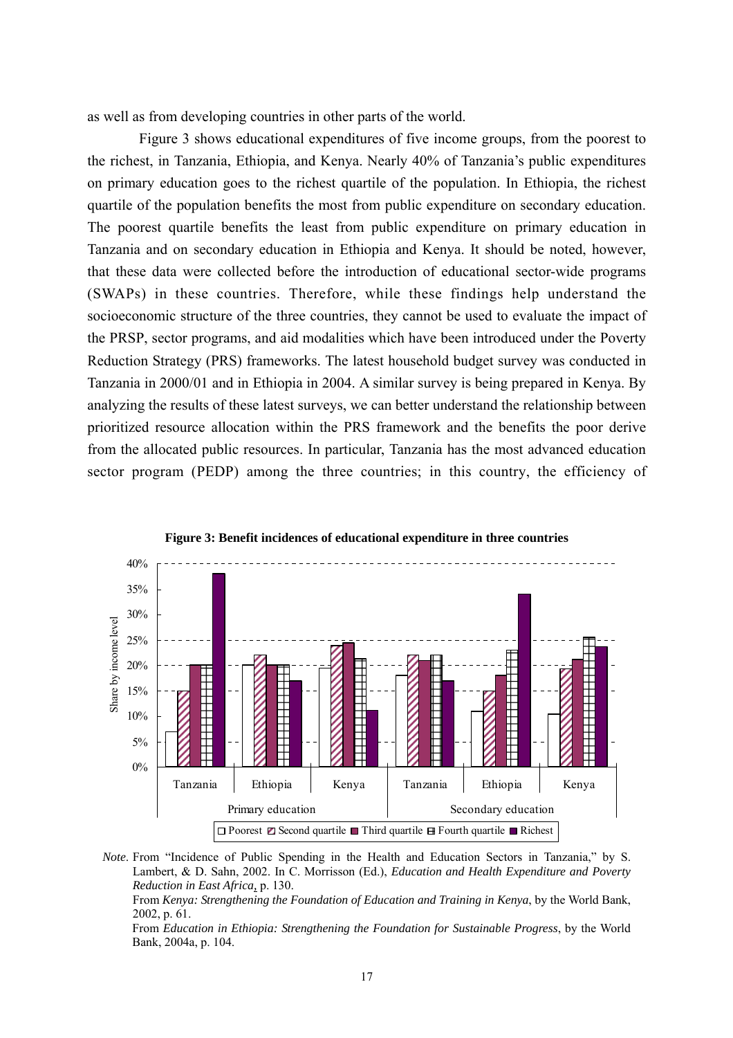as well as from developing countries in other parts of the world.

Figure 3 shows educational expenditures of five income groups, from the poorest to the richest, in Tanzania, Ethiopia, and Kenya. Nearly 40% of Tanzania's public expenditures on primary education goes to the richest quartile of the population. In Ethiopia, the richest quartile of the population benefits the most from public expenditure on secondary education. The poorest quartile benefits the least from public expenditure on primary education in Tanzania and on secondary education in Ethiopia and Kenya. It should be noted, however, that these data were collected before the introduction of educational sector-wide programs (SWAPs) in these countries. Therefore, while these findings help understand the socioeconomic structure of the three countries, they cannot be used to evaluate the impact of the PRSP, sector programs, and aid modalities which have been introduced under the Poverty Reduction Strategy (PRS) frameworks. The latest household budget survey was conducted in Tanzania in 2000/01 and in Ethiopia in 2004. A similar survey is being prepared in Kenya. By analyzing the results of these latest surveys, we can better understand the relationship between prioritized resource allocation within the PRS framework and the benefits the poor derive from the allocated public resources. In particular, Tanzania has the most advanced education sector program (PEDP) among the three countries; in this country, the efficiency of

**Figure 3: Benefit incidences of educational expenditure in three countries**

*Note*. From "Incidence of Public Spending in the Health and Education Sectors in Tanzania," by S. Lambert, & D. Sahn, 2002. In C. Morrisson (Ed.), *Education and Health Expenditure and Poverty Reduction in East Africa*, p. 130.

From *Kenya: Strengthening the Foundation of Education and Training in Kenya*, by the World Bank, 2002, p. 61.

From *Education in Ethiopia: Strengthening the Foundation for Sustainable Progress*, by the World Bank, 2004a, p. 104.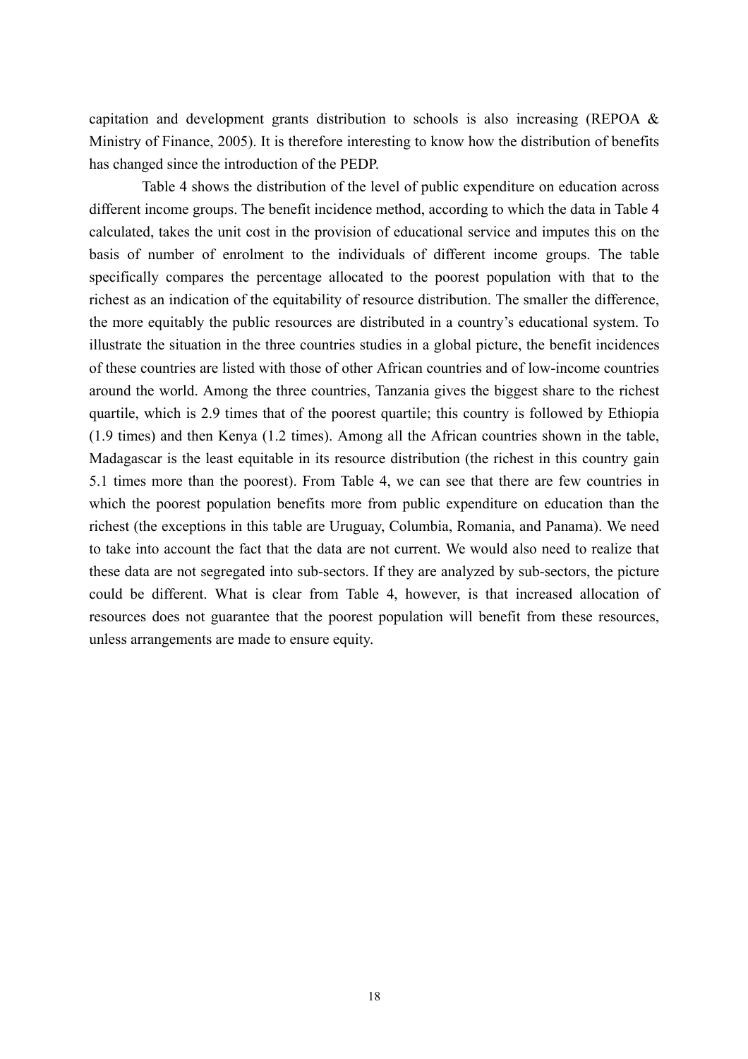capitation and development grants distribution to schools is also increasing (REPOA & Ministry of Finance, 2005). It is therefore interesting to know how the distribution of benefits has changed since the introduction of the PEDP.

Table 4 shows the distribution of the level of public expenditure on education across different income groups. The benefit incidence method, according to which the data in Table 4 calculated, takes the unit cost in the provision of educational service and imputes this on the basis of number of enrolment to the individuals of different income groups. The table specifically compares the percentage allocated to the poorest population with that to the richest as an indication of the equitability of resource distribution. The smaller the difference, the more equitably the public resources are distributed in a country's educational system. To illustrate the situation in the three countries studies in a global picture, the benefit incidences of these countries are listed with those of other African countries and of low-income countries around the world. Among the three countries, Tanzania gives the biggest share to the richest quartile, which is 2.9 times that of the poorest quartile; this country is followed by Ethiopia (1.9 times) and then Kenya (1.2 times). Among all the African countries shown in the table, Madagascar is the least equitable in its resource distribution (the richest in this country gain 5.1 times more than the poorest). From Table 4, we can see that there are few countries in which the poorest population benefits more from public expenditure on education than the richest (the exceptions in this table are Uruguay, Columbia, Romania, and Panama). We need to take into account the fact that the data are not current. We would also need to realize that these data are not segregated into sub-sectors. If they are analyzed by sub-sectors, the picture could be different. What is clear from Table 4, however, is that increased allocation of resources does not guarantee that the poorest population will benefit from these resources, unless arrangements are made to ensure equity.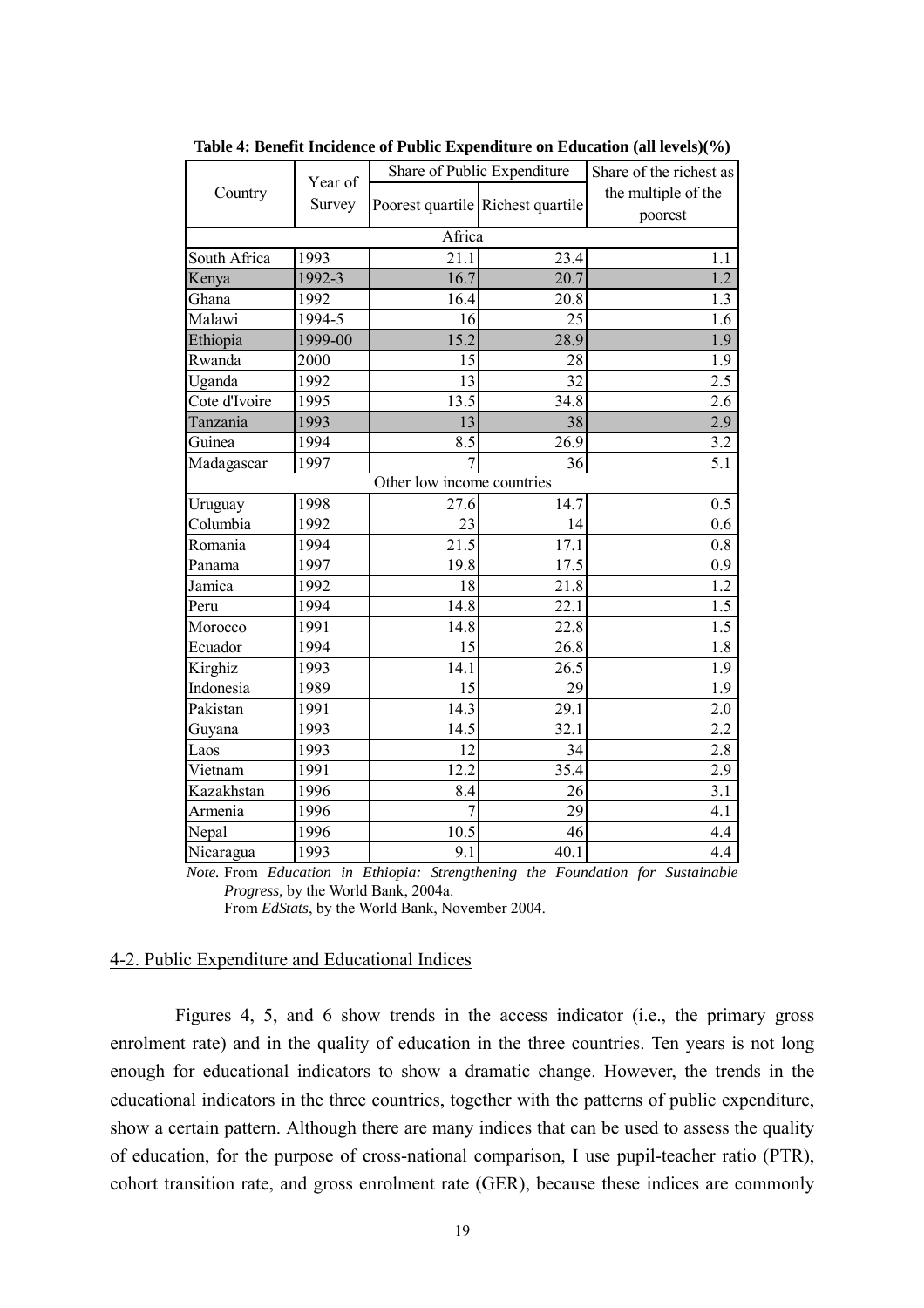**Table 4: Benefit Incidence of Public Expenditure on Education (all levels)(%)**

| Country | Year of Survey | Share of Public Expenditure | | Share of the richest as the multiple of the poorest |
|---|---|---|---|---|
| | | Poorest quartile | Richest quartile | |
| Africa | | | | |
| South Africa | 1993 | 21.1 | 23.4 | 1.1 |
| Kenya | 1992-3 | 16.7 | 20.7 | 1.2 |
| Ghana | 1992 | 16.4 | 20.8 | 1.3 |
| Malawi | 1994-5 | 16 | 25 | 1.6 |
| Ethiopia | 1999-00 | 15.2 | 28.9 | 1.9 |
| Rwanda | 2000 | 15 | 28 | 1.9 |
| Uganda | 1992 | 13 | 32 | 2.5 |
| Cote d'Ivoire | 1995 | 13.5 | 34.8 | 2.6 |
| Tanzania | 1993 | 13 | 38 | 2.9 |
| Guinea | 1994 | 8.5 | 26.9 | 3.2 |
| Madagascar | 1997 | 7 | 36 | 5.1 |
| Other low income countries | | | | |
| Uruguay | 1998 | 27.6 | 14.7 | 0.5 |
| Columbia | 1992 | 23 | 14 | 0.6 |
| Romania | 1994 | 21.5 | 17.1 | 0.8 |
| Panama | 1997 | 19.8 | 17.5 | 0.9 |
| Jamica | 1992 | 18 | 21.8 | 1.2 |
| Peru | 1994 | 14.8 | 22.1 | 1.5 |
| Morocco | 1991 | 14.8 | 22.8 | 1.5 |
| Ecuador | 1994 | 15 | 26.8 | 1.8 |
| Kirghiz | 1993 | 14.1 | 26.5 | 1.9 |
| Indonesia | 1989 | 15 | 29 | 1.9 |
| Pakistan | 1991 | 14.3 | 29.1 | 2.0 |
| Guyana | 1993 | 14.5 | 32.1 | 2.2 |
| Laos | 1993 | 12 | 34 | 2.8 |
| Vietnam | 1991 | 12.2 | 35.4 | 2.9 |
| Kazakhstan | 1996 | 8.4 | 26 | 3.1 |
| Armenia | 1996 | 7 | 29 | 4.1 |
| Nepal | 1996 | 10.5 | 46 | 4.4 |
| Nicaragua | 1993 | 9.1 | 40.1 | 4.4 |

*Note.* From *Education in Ethiopia: Strengthening the Foundation for Sustainable Progress,* by the World Bank, 2004a.
From *EdStats*, by the World Bank, November 2004.

## 4-2. Public Expenditure and Educational Indices

Figures 4, 5, and 6 show trends in the access indicator (i.e., the primary gross enrolment rate) and in the quality of education in the three countries. Ten years is not long enough for educational indicators to show a dramatic change. However, the trends in the educational indicators in the three countries, together with the patterns of public expenditure, show a certain pattern. Although there are many indices that can be used to assess the quality of education, for the purpose of cross-national comparison, I use pupil-teacher ratio (PTR), cohort transition rate, and gross enrolment rate (GER), because these indices are commonly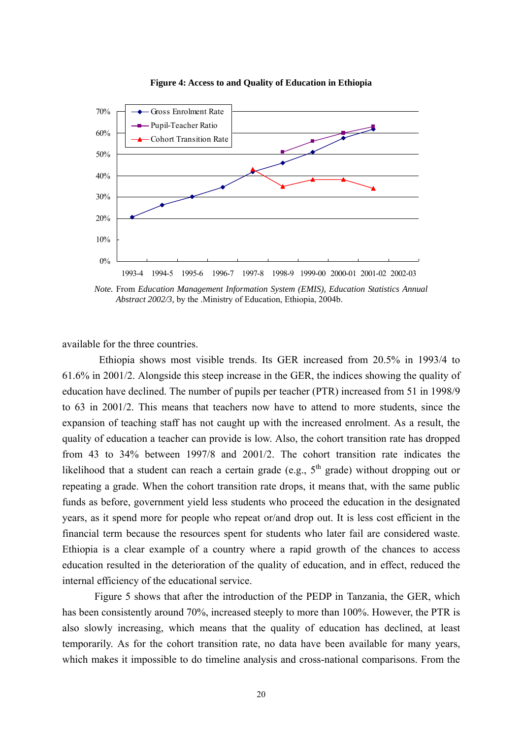**Figure 4: Access to and Quality of Education in Ethiopia**

*Note.* From *Education Management Information System (EMIS), Education Statistics Annual Abstract 2002/3,* by the .Ministry of Education, Ethiopia, 2004b.

available for the three countries.

Ethiopia shows most visible trends. Its GER increased from 20.5% in 1993/4 to 61.6% in 2001/2. Alongside this steep increase in the GER, the indices showing the quality of education have declined. The number of pupils per teacher (PTR) increased from 51 in 1998/9 to 63 in 2001/2. This means that teachers now have to attend to more students, since the expansion of teaching staff has not caught up with the increased enrolment. As a result, the quality of education a teacher can provide is low. Also, the cohort transition rate has dropped from 43 to 34% between 1997/8 and 2001/2. The cohort transition rate indicates the likelihood that a student can reach a certain grade (e.g., 5th grade) without dropping out or repeating a grade. When the cohort transition rate drops, it means that, with the same public funds as before, government yield less students who proceed the education in the designated years, as it spend more for people who repeat or/and drop out. It is less cost efficient in the financial term because the resources spent for students who later fail are considered waste. Ethiopia is a clear example of a country where a rapid growth of the chances to access education resulted in the deterioration of the quality of education, and in effect, reduced the internal efficiency of the educational service.

Figure 5 shows that after the introduction of the PEDP in Tanzania, the GER, which has been consistently around 70%, increased steeply to more than 100%. However, the PTR is also slowly increasing, which means that the quality of education has declined, at least temporarily. As for the cohort transition rate, no data have been available for many years, which makes it impossible to do timeline analysis and cross-national comparisons. From the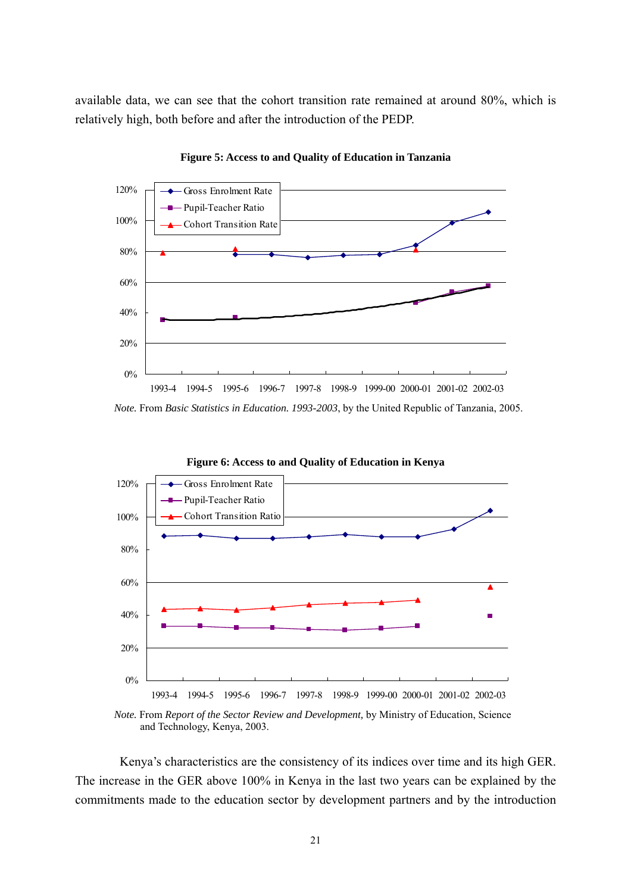available data, we can see that the cohort transition rate remained at around 80%, which is relatively high, both before and after the introduction of the PEDP.

**Figure 5: Access to and Quality of Education in Tanzania**

*Note.* From *Basic Statistics in Education. 1993-2003*, by the United Republic of Tanzania, 2005.

**Figure 6: Access to and Quality of Education in Kenya**

*Note.* From *Report of the Sector Review and Development,* by Ministry of Education, Science and Technology, Kenya, 2003.

Kenya's characteristics are the consistency of its indices over time and its high GER. The increase in the GER above 100% in Kenya in the last two years can be explained by the commitments made to the education sector by development partners and by the introduction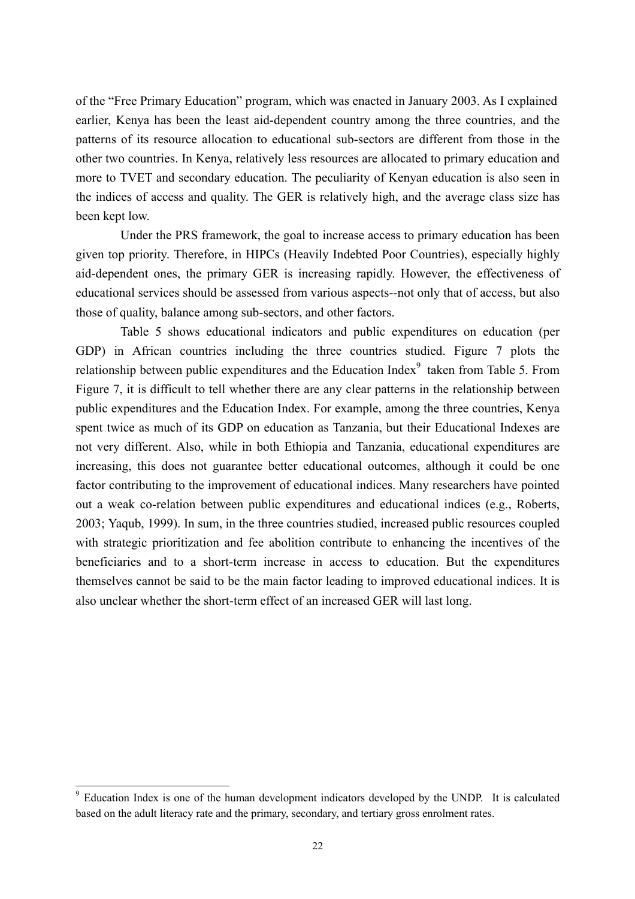of the "Free Primary Education" program, which was enacted in January 2003. As I explained earlier, Kenya has been the least aid-dependent country among the three countries, and the patterns of its resource allocation to educational sub-sectors are different from those in the other two countries. In Kenya, relatively less resources are allocated to primary education and more to TVET and secondary education. The peculiarity of Kenyan education is also seen in the indices of access and quality. The GER is relatively high, and the average class size has been kept low.

Under the PRS framework, the goal to increase access to primary education has been given top priority. Therefore, in HIPCs (Heavily Indebted Poor Countries), especially highly aid-dependent ones, the primary GER is increasing rapidly. However, the effectiveness of educational services should be assessed from various aspects--not only that of access, but also those of quality, balance among sub-sectors, and other factors.

Table 5 shows educational indicators and public expenditures on education (per GDP) in African countries including the three countries studied. Figure 7 plots the relationship between public expenditures and the Education Index[9] taken from Table 5. From Figure 7, it is difficult to tell whether there are any clear patterns in the relationship between public expenditures and the Education Index. For example, among the three countries, Kenya spent twice as much of its GDP on education as Tanzania, but their Educational Indexes are not very different. Also, while in both Ethiopia and Tanzania, educational expenditures are increasing, this does not guarantee better educational outcomes, although it could be one factor contributing to the improvement of educational indices. Many researchers have pointed out a weak co-relation between public expenditures and educational indices (e.g., Roberts, 2003; Yaqub, 1999). In sum, in the three countries studied, increased public resources coupled with strategic prioritization and fee abolition contribute to enhancing the incentives of the beneficiaries and to a short-term increase in access to education. But the expenditures themselves cannot be said to be the main factor leading to improved educational indices. It is also unclear whether the short-term effect of an increased GER will last long.

---

[9] Education Index is one of the human development indicators developed by the UNDP. It is calculated based on the adult literacy rate and the primary, secondary, and tertiary gross enrolment rates.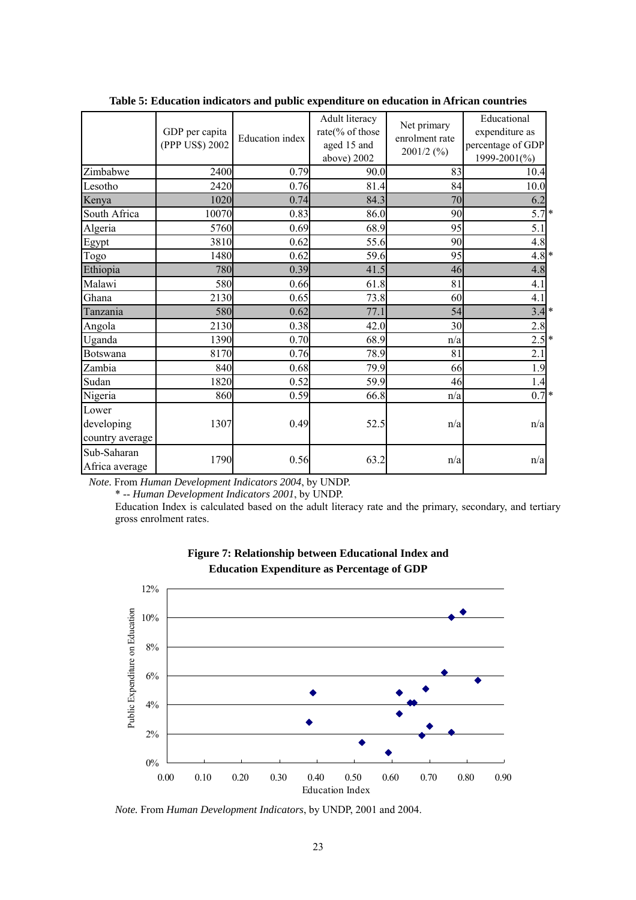**Table 5: Education indicators and public expenditure on education in African countries**

| | GDP per capita (PPP US$) 2002 | Education index | Adult literacy rate(% of those aged 15 and above) 2002 | Net primary enrolment rate 2001/2 (%) | Educational expenditure as percentage of GDP 1999-2001(%) |
|---|---|---|---|---|---|
| Zimbabwe | 2400 | 0.79 | 90.0 | 83 | 10.4 |
| Lesotho | 2420 | 0.76 | 81.4 | 84 | 10.0 |
| Kenya | 1020 | 0.74 | 84.3 | 70 | 6.2 |
| South Africa | 10070 | 0.83 | 86.0 | 90 | 5.7 * |
| Algeria | 5760 | 0.69 | 68.9 | 95 | 5.1 |
| Egypt | 3810 | 0.62 | 55.6 | 90 | 4.8 |
| Togo | 1480 | 0.62 | 59.6 | 95 | 4.8 * |
| Ethiopia | 780 | 0.39 | 41.5 | 46 | 4.8 |
| Malawi | 580 | 0.66 | 61.8 | 81 | 4.1 |
| Ghana | 2130 | 0.65 | 73.8 | 60 | 4.1 |
| Tanzania | 580 | 0.62 | 77.1 | 54 | 3.4 * |
| Angola | 2130 | 0.38 | 42.0 | 30 | 2.8 |
| Uganda | 1390 | 0.70 | 68.9 | n/a | 2.5 * |
| Botswana | 8170 | 0.76 | 78.9 | 81 | 2.1 |
| Zambia | 840 | 0.68 | 79.9 | 66 | 1.9 |
| Sudan | 1820 | 0.52 | 59.9 | 46 | 1.4 |
| Nigeria | 860 | 0.59 | 66.8 | n/a | 0.7 * |
| Lower developing country average | 1307 | 0.49 | 52.5 | n/a | n/a |
| Sub-Saharan Africa average | 1790 | 0.56 | 63.2 | n/a | n/a |

*Note.* From *Human Development Indicators 2004*, by UNDP.

\* -- *Human Development Indicators 2001*, by UNDP.

Education Index is calculated based on the adult literacy rate and the primary, secondary, and tertiary gross enrolment rates.

**Figure 7: Relationship between Educational Index and Education Expenditure as Percentage of GDP**

*Note.* From *Human Development Indicators*, by UNDP, 2001 and 2004.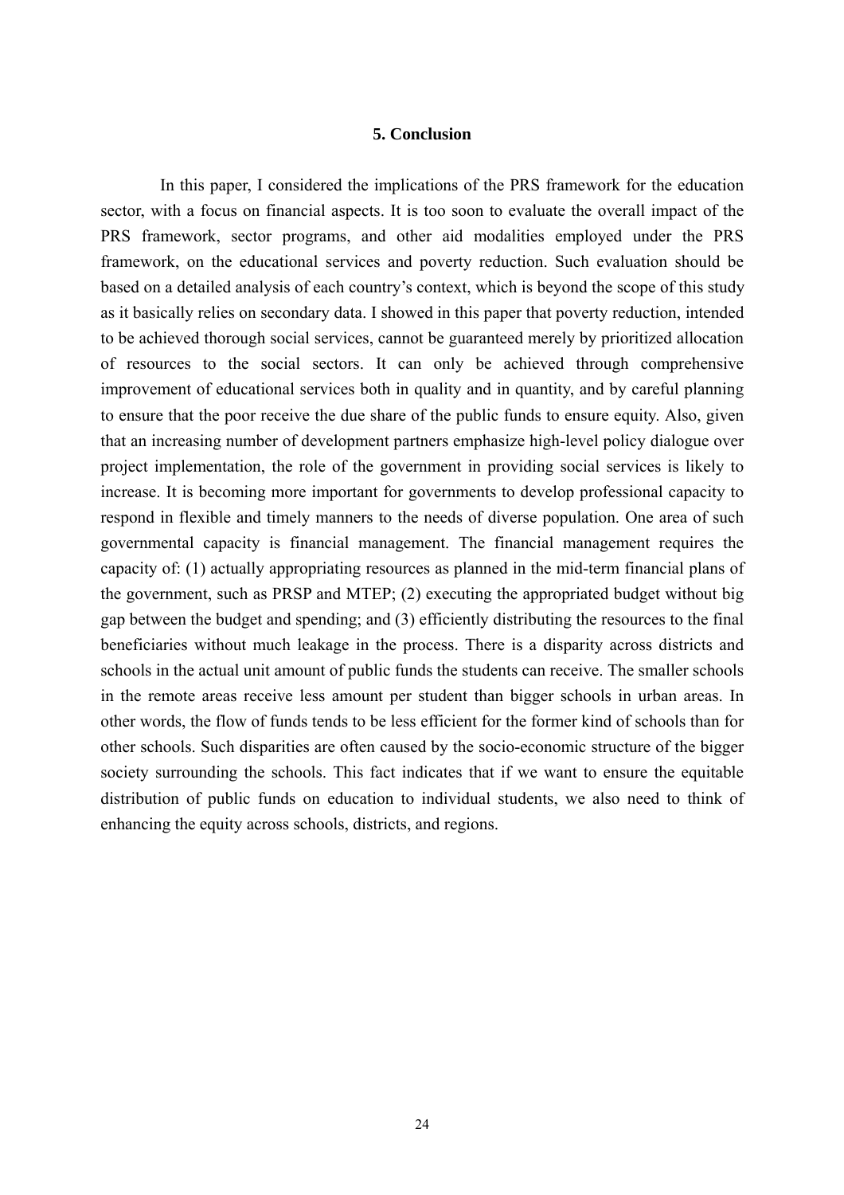## 5. Conclusion

In this paper, I considered the implications of the PRS framework for the education sector, with a focus on financial aspects. It is too soon to evaluate the overall impact of the PRS framework, sector programs, and other aid modalities employed under the PRS framework, on the educational services and poverty reduction. Such evaluation should be based on a detailed analysis of each country's context, which is beyond the scope of this study as it basically relies on secondary data. I showed in this paper that poverty reduction, intended to be achieved thorough social services, cannot be guaranteed merely by prioritized allocation of resources to the social sectors. It can only be achieved through comprehensive improvement of educational services both in quality and in quantity, and by careful planning to ensure that the poor receive the due share of the public funds to ensure equity. Also, given that an increasing number of development partners emphasize high-level policy dialogue over project implementation, the role of the government in providing social services is likely to increase. It is becoming more important for governments to develop professional capacity to respond in flexible and timely manners to the needs of diverse population. One area of such governmental capacity is financial management. The financial management requires the capacity of: (1) actually appropriating resources as planned in the mid-term financial plans of the government, such as PRSP and MTEP; (2) executing the appropriated budget without big gap between the budget and spending; and (3) efficiently distributing the resources to the final beneficiaries without much leakage in the process. There is a disparity across districts and schools in the actual unit amount of public funds the students can receive. The smaller schools in the remote areas receive less amount per student than bigger schools in urban areas. In other words, the flow of funds tends to be less efficient for the former kind of schools than for other schools. Such disparities are often caused by the socio-economic structure of the bigger society surrounding the schools. This fact indicates that if we want to ensure the equitable distribution of public funds on education to individual students, we also need to think of enhancing the equity across schools, districts, and regions.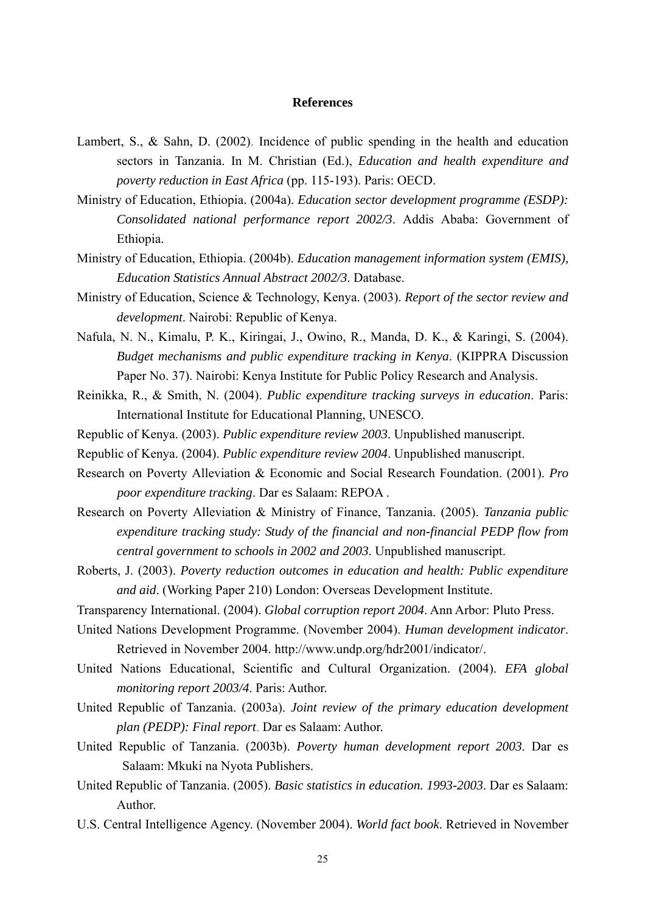## References

Lambert, S., & Sahn, D. (2002). Incidence of public spending in the health and education sectors in Tanzania. In M. Christian (Ed.), *Education and health expenditure and poverty reduction in East Africa* (pp. 115-193). Paris: OECD.

Ministry of Education, Ethiopia. (2004a). *Education sector development programme (ESDP): Consolidated national performance report 2002/3*. Addis Ababa: Government of Ethiopia.

Ministry of Education, Ethiopia. (2004b). *Education management information system (EMIS), Education Statistics Annual Abstract 2002/3*. Database.

Ministry of Education, Science & Technology, Kenya. (2003). *Report of the sector review and development*. Nairobi: Republic of Kenya.

Nafula, N. N., Kimalu, P. K., Kiringai, J., Owino, R., Manda, D. K., & Karingi, S. (2004). *Budget mechanisms and public expenditure tracking in Kenya*. (KIPPRA Discussion Paper No. 37). Nairobi: Kenya Institute for Public Policy Research and Analysis.

Reinikka, R., & Smith, N. (2004). *Public expenditure tracking surveys in education*. Paris: International Institute for Educational Planning, UNESCO.

Republic of Kenya. (2003). *Public expenditure review 2003*. Unpublished manuscript.

Republic of Kenya. (2004). *Public expenditure review 2004*. Unpublished manuscript.

Research on Poverty Alleviation & Economic and Social Research Foundation. (2001). *Pro poor expenditure tracking*. Dar es Salaam: REPOA .

Research on Poverty Alleviation & Ministry of Finance, Tanzania. (2005). *Tanzania public expenditure tracking study: Study of the financial and non-financial PEDP flow from central government to schools in 2002 and 2003*. Unpublished manuscript.

Roberts, J. (2003). *Poverty reduction outcomes in education and health: Public expenditure and aid*. (Working Paper 210) London: Overseas Development Institute.

Transparency International. (2004). *Global corruption report 2004*. Ann Arbor: Pluto Press.

United Nations Development Programme. (November 2004). *Human development indicator*. Retrieved in November 2004. http://www.undp.org/hdr2001/indicator/.

United Nations Educational, Scientific and Cultural Organization. (2004). *EFA global monitoring report 2003/4*. Paris: Author.

United Republic of Tanzania. (2003a). *Joint review of the primary education development plan (PEDP): Final report*. Dar es Salaam: Author.

United Republic of Tanzania. (2003b). *Poverty human development report 2003*. Dar es Salaam: Mkuki na Nyota Publishers.

United Republic of Tanzania. (2005). *Basic statistics in education. 1993-2003*. Dar es Salaam: Author.

U.S. Central Intelligence Agency. (November 2004). *World fact book*. Retrieved in November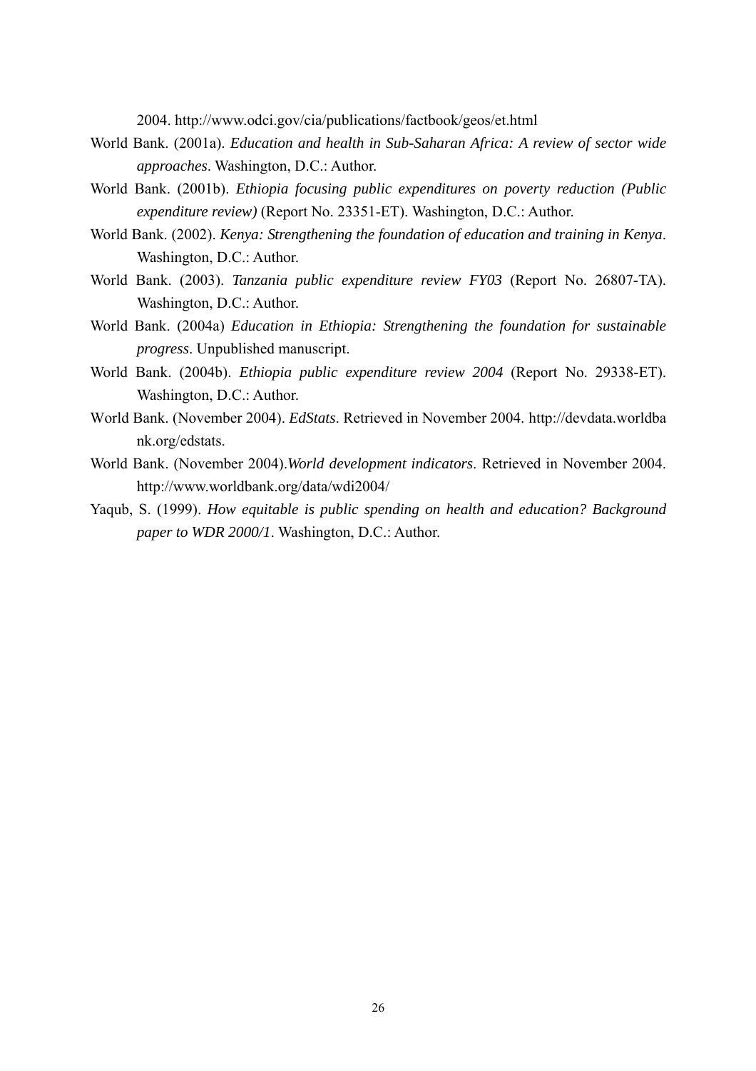2004. http://www.odci.gov/cia/publications/factbook/geos/et.html

World Bank. (2001a). *Education and health in Sub-Saharan Africa: A review of sector wide approaches*. Washington, D.C.: Author.

World Bank. (2001b). *Ethiopia focusing public expenditures on poverty reduction (Public expenditure review)* (Report No. 23351-ET). Washington, D.C.: Author.

World Bank. (2002). *Kenya: Strengthening the foundation of education and training in Kenya*. Washington, D.C.: Author.

World Bank. (2003). *Tanzania public expenditure review FY03* (Report No. 26807-TA). Washington, D.C.: Author.

World Bank. (2004a) *Education in Ethiopia: Strengthening the foundation for sustainable progress*. Unpublished manuscript.

World Bank. (2004b). *Ethiopia public expenditure review 2004* (Report No. 29338-ET). Washington, D.C.: Author.

World Bank. (November 2004). *EdStats*. Retrieved in November 2004. http://devdata.worldbank.org/edstats.

World Bank. (November 2004).*World development indicators*. Retrieved in November 2004. http://www.worldbank.org/data/wdi2004/

Yaqub, S. (1999). *How equitable is public spending on health and education? Background paper to WDR 2000/1*. Washington, D.C.: Author.